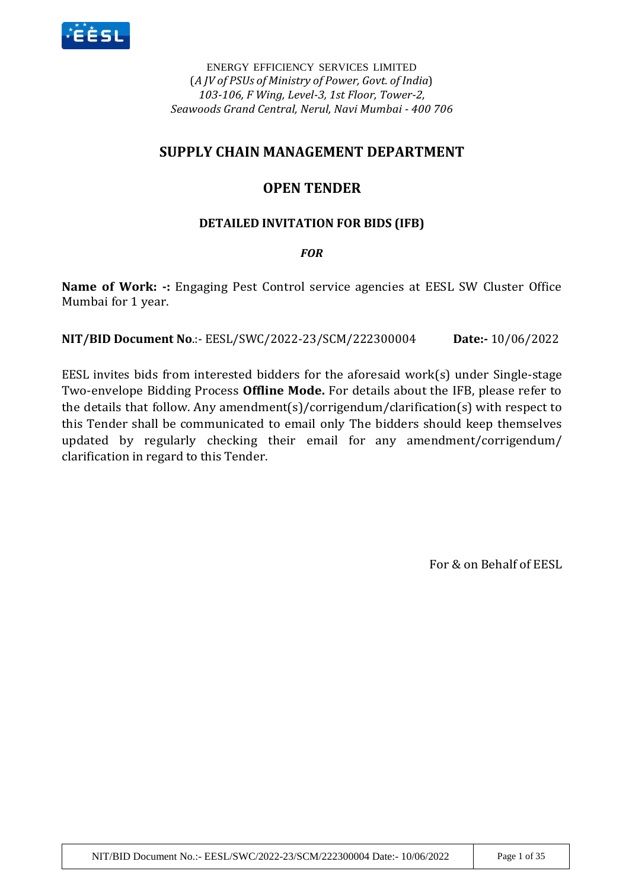ENERGY EFFICIENCY SERVICES LIMITED
(*A JV of PSUs of Ministry of Power, Govt. of India*)
*103-106, F Wing, Level-3, 1st Floor, Tower-2,*
*Seawoods Grand Central, Nerul, Navi Mumbai - 400 706*

# SUPPLY CHAIN MANAGEMENT DEPARTMENT

# OPEN TENDER

### DETAILED INVITATION FOR BIDS (IFB)

***FOR***

**Name of Work: -:** Engaging Pest Control service agencies at EESL SW Cluster Office Mumbai for 1 year.

**NIT/BID Document No**.:- EESL/SWC/2022-23/SCM/222300004 **Date:-** 10/06/2022

EESL invites bids from interested bidders for the aforesaid work(s) under Single-stage Two-envelope Bidding Process **Offline Mode.** For details about the IFB, please refer to the details that follow. Any amendment(s)/corrigendum/clarification(s) with respect to this Tender shall be communicated to email only The bidders should keep themselves updated by regularly checking their email for any amendment/corrigendum/ clarification in regard to this Tender.

For & on Behalf of EESL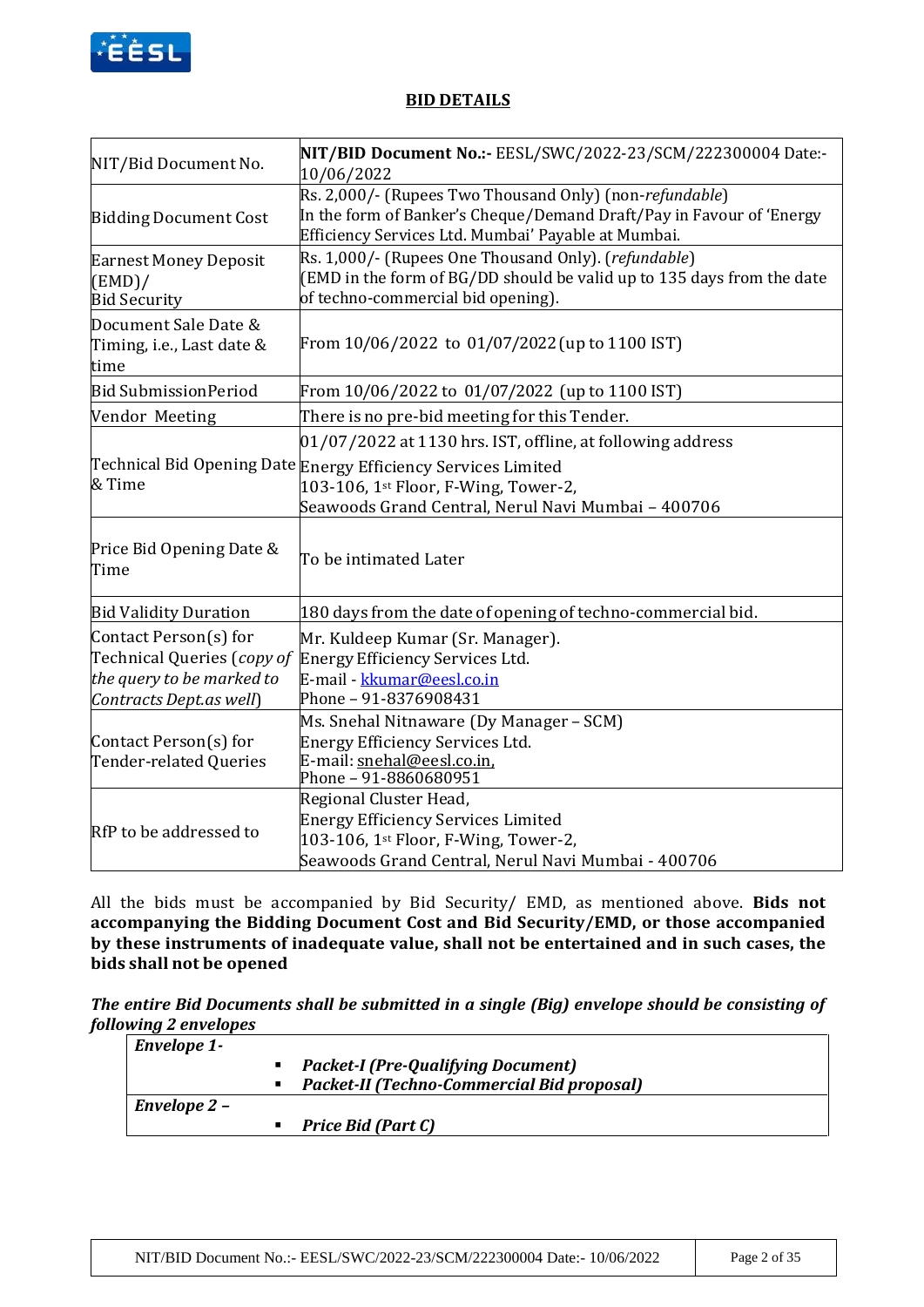## BID DETAILS

| | |
|---|---|
| NIT/Bid Document No. | **NIT/BID Document No.:-** EESL/SWC/2022-23/SCM/222300004 Date:- 10/06/2022 |
| Bidding Document Cost | Rs. 2,000/- (Rupees Two Thousand Only) (non-*refundable*)<br>In the form of Banker's Cheque/Demand Draft/Pay in Favour of 'Energy Efficiency Services Ltd. Mumbai' Payable at Mumbai. |
| Earnest Money Deposit (EMD)/<br>Bid Security | Rs. 1,000/- (Rupees One Thousand Only). (*refundable*)<br>(EMD in the form of BG/DD should be valid up to 135 days from the date of techno-commercial bid opening). |
| Document Sale Date & Timing, i.e., Last date & time | From 10/06/2022 to 01/07/2022 (up to 1100 IST) |
| Bid Submission Period | From 10/06/2022 to 01/07/2022 (up to 1100 IST) |
| Vendor Meeting | There is no pre-bid meeting for this Tender. |
| Technical Bid Opening Date & Time | 01/07/2022 at 1130 hrs. IST, offline, at following address<br>Energy Efficiency Services Limited<br>103-106, 1st Floor, F-Wing, Tower-2,<br>Seawoods Grand Central, Nerul Navi Mumbai – 400706 |
| Price Bid Opening Date & Time | To be intimated Later |
| Bid Validity Duration | 180 days from the date of opening of techno-commercial bid. |
| Contact Person(s) for Technical Queries (*copy of the query to be marked to Contracts Dept.as well*) | Mr. Kuldeep Kumar (Sr. Manager).<br>Energy Efficiency Services Ltd.<br>E-mail - kkumar@eesl.co.in<br>Phone – 91-8376908431 |
| Contact Person(s) for Tender-related Queries | Ms. Snehal Nitnaware (Dy Manager – SCM)<br>Energy Efficiency Services Ltd.<br>E-mail: snehal@eesl.co.in,<br>Phone – 91-8860680951 |
| RfP to be addressed to | Regional Cluster Head,<br>Energy Efficiency Services Limited<br>103-106, 1st Floor, F-Wing, Tower-2,<br>Seawoods Grand Central, Nerul Navi Mumbai - 400706 |

All the bids must be accompanied by Bid Security/ EMD, as mentioned above. **Bids not accompanying the Bidding Document Cost and Bid Security/EMD, or those accompanied by these instruments of inadequate value, shall not be entertained and in such cases, the bids shall not be opened**

***The entire Bid Documents shall be submitted in a single (Big) envelope should be consisting of following 2 envelopes***

| | |
|---|---|
| ***Envelope 1-*** | |
| | ▪ ***Packet-I (Pre-Qualifying Document)***<br>▪ ***Packet-II (Techno-Commercial Bid proposal)*** |
| ***Envelope 2 –*** | |
| | ▪ ***Price Bid (Part C)*** |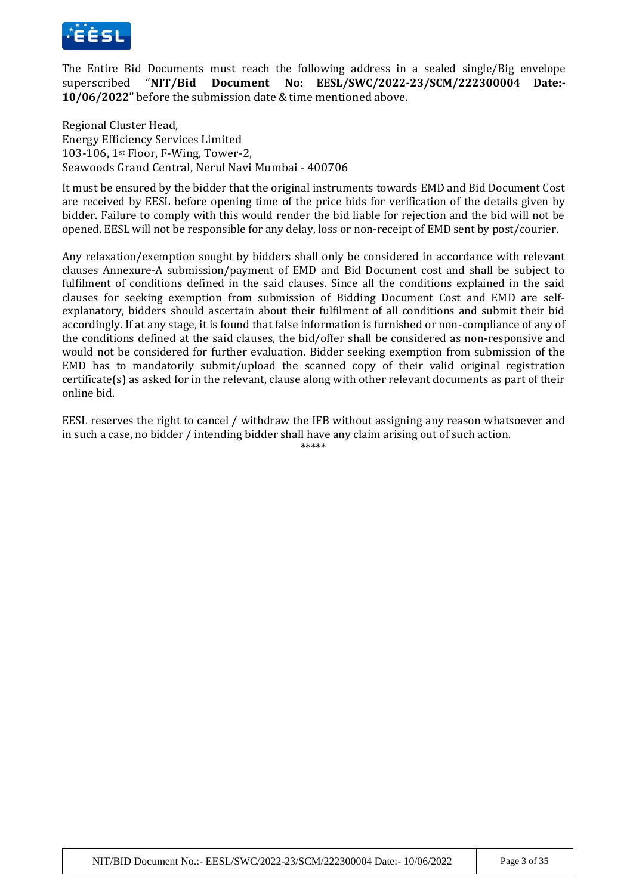The Entire Bid Documents must reach the following address in a sealed single/Big envelope superscribed "**NIT/Bid Document No: EESL/SWC/2022-23/SCM/222300004 Date:- 10/06/2022"** before the submission date & time mentioned above.

Regional Cluster Head,
Energy Efficiency Services Limited
103-106, 1st Floor, F-Wing, Tower-2,
Seawoods Grand Central, Nerul Navi Mumbai - 400706

It must be ensured by the bidder that the original instruments towards EMD and Bid Document Cost are received by EESL before opening time of the price bids for verification of the details given by bidder. Failure to comply with this would render the bid liable for rejection and the bid will not be opened. EESL will not be responsible for any delay, loss or non-receipt of EMD sent by post/courier.

Any relaxation/exemption sought by bidders shall only be considered in accordance with relevant clauses Annexure-A submission/payment of EMD and Bid Document cost and shall be subject to fulfilment of conditions defined in the said clauses. Since all the conditions explained in the said clauses for seeking exemption from submission of Bidding Document Cost and EMD are self-explanatory, bidders should ascertain about their fulfilment of all conditions and submit their bid accordingly. If at any stage, it is found that false information is furnished or non-compliance of any of the conditions defined at the said clauses, the bid/offer shall be considered as non-responsive and would not be considered for further evaluation. Bidder seeking exemption from submission of the EMD has to mandatorily submit/upload the scanned copy of their valid original registration certificate(s) as asked for in the relevant, clause along with other relevant documents as part of their online bid.

EESL reserves the right to cancel / withdraw the IFB without assigning any reason whatsoever and in such a case, no bidder / intending bidder shall have any claim arising out of such action.

*****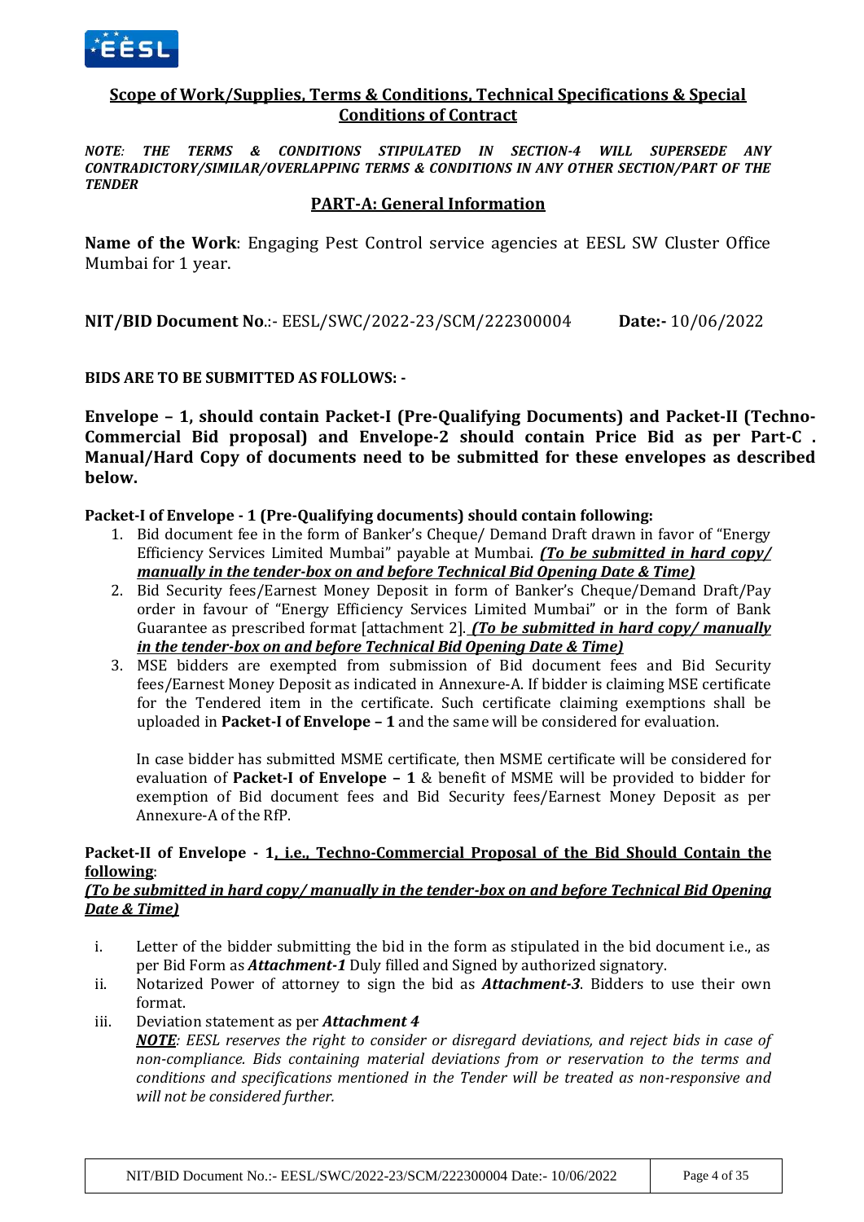## Scope of Work/Supplies, Terms & Conditions, Technical Specifications & Special Conditions of Contract

***NOTE*: *THE TERMS & CONDITIONS STIPULATED IN SECTION-4 WILL SUPERSEDE ANY CONTRADICTORY/SIMILAR/OVERLAPPING TERMS & CONDITIONS IN ANY OTHER SECTION/PART OF THE TENDER***

### PART-A: General Information

**Name of the Work**: Engaging Pest Control service agencies at EESL SW Cluster Office Mumbai for 1 year.

**NIT/BID Document No**.:- EESL/SWC/2022-23/SCM/222300004 **Date:-** 10/06/2022

**BIDS ARE TO BE SUBMITTED AS FOLLOWS: -**

**Envelope – 1, should contain Packet-I (Pre-Qualifying Documents) and Packet-II (Techno-Commercial Bid proposal) and Envelope-2 should contain Price Bid as per Part-C . Manual/Hard Copy of documents need to be submitted for these envelopes as described below.**

**Packet-I of Envelope - 1 (Pre-Qualifying documents) should contain following:**

1. Bid document fee in the form of Banker's Cheque/ Demand Draft drawn in favor of "Energy Efficiency Services Limited Mumbai" payable at Mumbai. ***(To be submitted in hard copy/ manually in the tender-box on and before Technical Bid Opening Date & Time)***
2. Bid Security fees/Earnest Money Deposit in form of Banker's Cheque/Demand Draft/Pay order in favour of "Energy Efficiency Services Limited Mumbai" or in the form of Bank Guarantee as prescribed format [attachment 2]. ***(To be submitted in hard copy/ manually in the tender-box on and before Technical Bid Opening Date & Time)***
3. MSE bidders are exempted from submission of Bid document fees and Bid Security fees/Earnest Money Deposit as indicated in Annexure-A. If bidder is claiming MSE certificate for the Tendered item in the certificate. Such certificate claiming exemptions shall be uploaded in **Packet-I of Envelope – 1** and the same will be considered for evaluation.

   In case bidder has submitted MSME certificate, then MSME certificate will be considered for evaluation of **Packet-I of Envelope – 1** & benefit of MSME will be provided to bidder for exemption of Bid document fees and Bid Security fees/Earnest Money Deposit as per Annexure-A of the RfP.

**Packet-II of Envelope - 1, i.e., Techno-Commercial Proposal of the Bid Should Contain the following**:
***(To be submitted in hard copy/ manually in the tender-box on and before Technical Bid Opening Date & Time)***

i. Letter of the bidder submitting the bid in the form as stipulated in the bid document i.e., as per Bid Form as ***Attachment-1*** Duly filled and Signed by authorized signatory.
ii. Notarized Power of attorney to sign the bid as ***Attachment-3***. Bidders to use their own format.
iii. Deviation statement as per ***Attachment 4***
*__NOTE__: EESL reserves the right to consider or disregard deviations, and reject bids in case of non-compliance. Bids containing material deviations from or reservation to the terms and conditions and specifications mentioned in the Tender will be treated as non-responsive and will not be considered further.*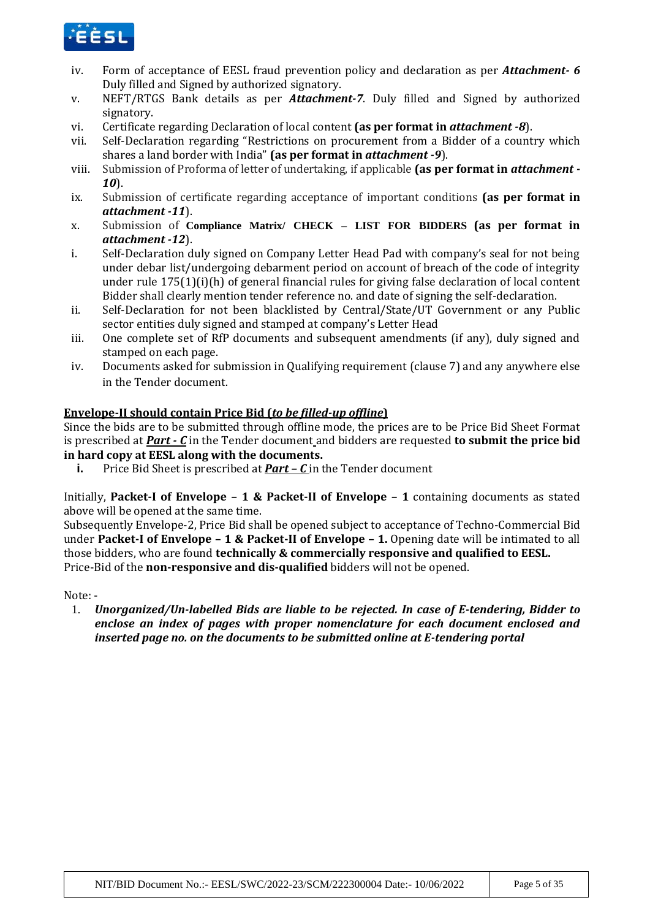iv. Form of acceptance of EESL fraud prevention policy and declaration as per ***Attachment- 6*** Duly filled and Signed by authorized signatory.

v. NEFT/RTGS Bank details as per ***Attachment-7***. Duly filled and Signed by authorized signatory.

vi. Certificate regarding Declaration of local content **(as per format in *attachment -8*)**.

vii. Self-Declaration regarding "Restrictions on procurement from a Bidder of a country which shares a land border with India" **(as per format in *attachment -9*)**.

viii. Submission of Proforma of letter of undertaking, if applicable **(as per format in *attachment -10*)**.

ix. Submission of certificate regarding acceptance of important conditions **(as per format in *attachment -11*)**.

x. Submission of **Compliance Matrix/ CHECK – LIST FOR BIDDERS (as per format in *attachment -12*)**.

i. Self-Declaration duly signed on Company Letter Head Pad with company's seal for not being under debar list/undergoing debarment period on account of breach of the code of integrity under rule 175(1)(i)(h) of general financial rules for giving false declaration of local content Bidder shall clearly mention tender reference no. and date of signing the self-declaration.

ii. Self-Declaration for not been blacklisted by Central/State/UT Government or any Public sector entities duly signed and stamped at company's Letter Head

iii. One complete set of RfP documents and subsequent amendments (if any), duly signed and stamped on each page.

iv. Documents asked for submission in Qualifying requirement (clause 7) and any anywhere else in the Tender document.

**Envelope-II should contain Price Bid (*to be filled-up offline*)**

Since the bids are to be submitted through offline mode, the prices are to be Price Bid Sheet Format is prescribed at ***Part - C*** in the Tender document and bidders are requested **to submit the price bid in hard copy at EESL along with the documents.**

**i.** Price Bid Sheet is prescribed at ***Part – C*** in the Tender document

Initially, **Packet-I of Envelope – 1 & Packet-II of Envelope – 1** containing documents as stated above will be opened at the same time.

Subsequently Envelope-2, Price Bid shall be opened subject to acceptance of Techno-Commercial Bid under **Packet-I of Envelope – 1 & Packet-II of Envelope – 1.** Opening date will be intimated to all those bidders, who are found **technically & commercially responsive and qualified to EESL.**

Price-Bid of the **non-responsive and dis-qualified** bidders will not be opened.

Note: -

1. ***Unorganized/Un-labelled Bids are liable to be rejected. In case of E-tendering, Bidder to enclose an index of pages with proper nomenclature for each document enclosed and inserted page no. on the documents to be submitted online at E-tendering portal***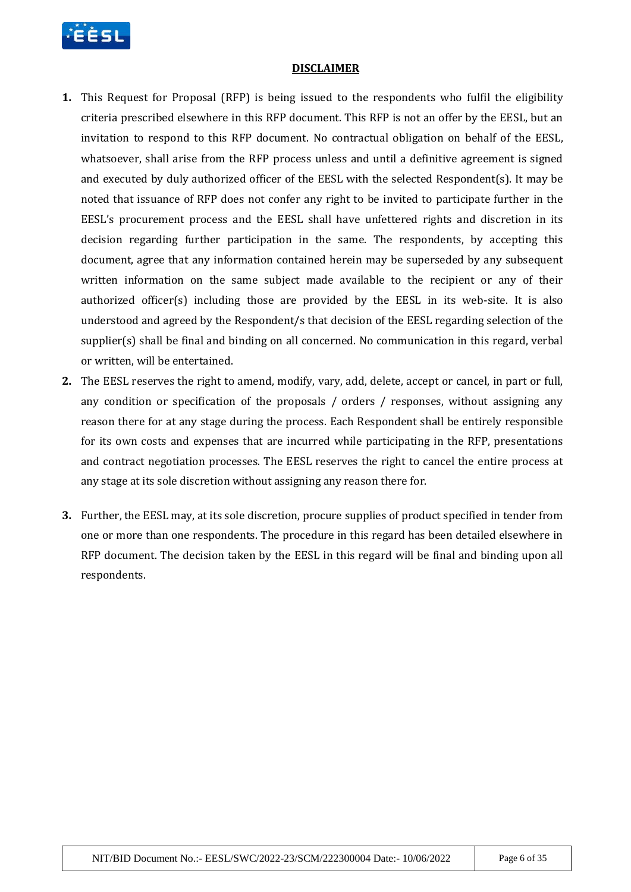# DISCLAIMER

1. This Request for Proposal (RFP) is being issued to the respondents who fulfil the eligibility criteria prescribed elsewhere in this RFP document. This RFP is not an offer by the EESL, but an invitation to respond to this RFP document. No contractual obligation on behalf of the EESL, whatsoever, shall arise from the RFP process unless and until a definitive agreement is signed and executed by duly authorized officer of the EESL with the selected Respondent(s). It may be noted that issuance of RFP does not confer any right to be invited to participate further in the EESL's procurement process and the EESL shall have unfettered rights and discretion in its decision regarding further participation in the same. The respondents, by accepting this document, agree that any information contained herein may be superseded by any subsequent written information on the same subject made available to the recipient or any of their authorized officer(s) including those are provided by the EESL in its web-site. It is also understood and agreed by the Respondent/s that decision of the EESL regarding selection of the supplier(s) shall be final and binding on all concerned. No communication in this regard, verbal or written, will be entertained.
2. The EESL reserves the right to amend, modify, vary, add, delete, accept or cancel, in part or full, any condition or specification of the proposals / orders / responses, without assigning any reason there for at any stage during the process. Each Respondent shall be entirely responsible for its own costs and expenses that are incurred while participating in the RFP, presentations and contract negotiation processes. The EESL reserves the right to cancel the entire process at any stage at its sole discretion without assigning any reason there for.
3. Further, the EESL may, at its sole discretion, procure supplies of product specified in tender from one or more than one respondents. The procedure in this regard has been detailed elsewhere in RFP document. The decision taken by the EESL in this regard will be final and binding upon all respondents.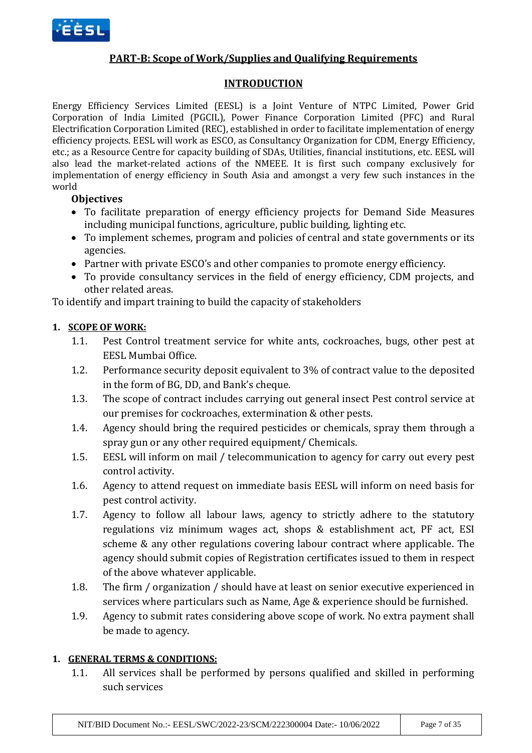## PART-B: Scope of Work/Supplies and Qualifying Requirements

### INTRODUCTION

Energy Efficiency Services Limited (EESL) is a Joint Venture of NTPC Limited, Power Grid Corporation of India Limited (PGCIL), Power Finance Corporation Limited (PFC) and Rural Electrification Corporation Limited (REC), established in order to facilitate implementation of energy efficiency projects. EESL will work as ESCO, as Consultancy Organization for CDM, Energy Efficiency, etc.; as a Resource Centre for capacity building of SDAs, Utilities, financial institutions, etc. EESL will also lead the market-related actions of the NMEEE. It is first such company exclusively for implementation of energy efficiency in South Asia and amongst a very few such instances in the world

**Objectives**

- To facilitate preparation of energy efficiency projects for Demand Side Measures including municipal functions, agriculture, public building, lighting etc.
- To implement schemes, program and policies of central and state governments or its agencies.
- Partner with private ESCO's and other companies to promote energy efficiency.
- To provide consultancy services in the field of energy efficiency, CDM projects, and other related areas.

To identify and impart training to build the capacity of stakeholders

**1. SCOPE OF WORK:**

1.1. Pest Control treatment service for white ants, cockroaches, bugs, other pest at EESL Mumbai Office.

1.2. Performance security deposit equivalent to 3% of contract value to the deposited in the form of BG, DD, and Bank's cheque.

1.3. The scope of contract includes carrying out general insect Pest control service at our premises for cockroaches, extermination & other pests.

1.4. Agency should bring the required pesticides or chemicals, spray them through a spray gun or any other required equipment/ Chemicals.

1.5. EESL will inform on mail / telecommunication to agency for carry out every pest control activity.

1.6. Agency to attend request on immediate basis EESL will inform on need basis for pest control activity.

1.7. Agency to follow all labour laws, agency to strictly adhere to the statutory regulations viz minimum wages act, shops & establishment act, PF act, ESI scheme & any other regulations covering labour contract where applicable. The agency should submit copies of Registration certificates issued to them in respect of the above whatever applicable.

1.8. The firm / organization / should have at least on senior executive experienced in services where particulars such as Name, Age & experience should be furnished.

1.9. Agency to submit rates considering above scope of work. No extra payment shall be made to agency.

**1. GENERAL TERMS & CONDITIONS:**

1.1. All services shall be performed by persons qualified and skilled in performing such services

NIT/BID Document No.:- EESL/SWC/2022-23/SCM/222300004 Date:- 10/06/2022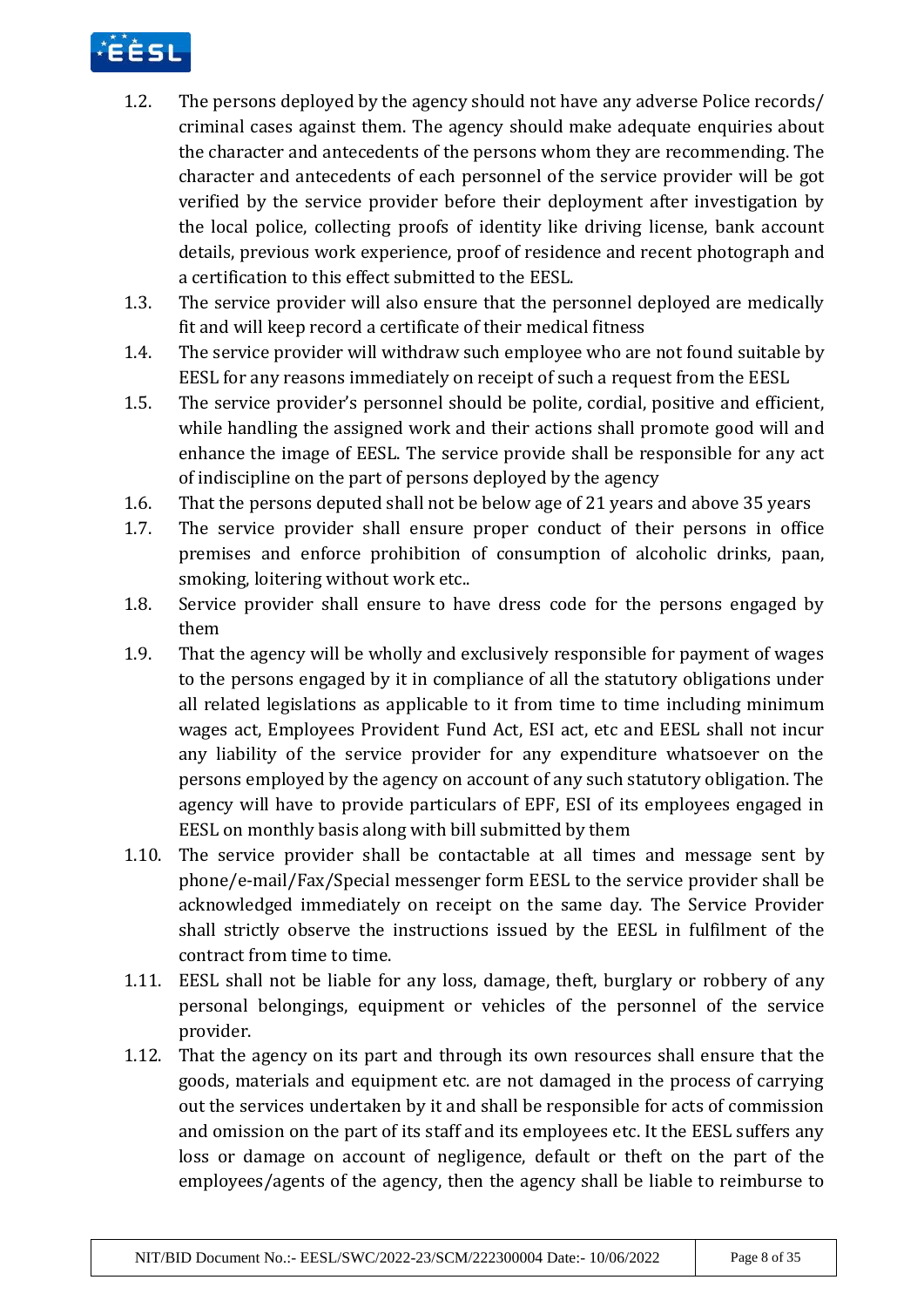1.2. The persons deployed by the agency should not have any adverse Police records/ criminal cases against them. The agency should make adequate enquiries about the character and antecedents of the persons whom they are recommending. The character and antecedents of each personnel of the service provider will be got verified by the service provider before their deployment after investigation by the local police, collecting proofs of identity like driving license, bank account details, previous work experience, proof of residence and recent photograph and a certification to this effect submitted to the EESL.

1.3. The service provider will also ensure that the personnel deployed are medically fit and will keep record a certificate of their medical fitness

1.4. The service provider will withdraw such employee who are not found suitable by EESL for any reasons immediately on receipt of such a request from the EESL

1.5. The service provider's personnel should be polite, cordial, positive and efficient, while handling the assigned work and their actions shall promote good will and enhance the image of EESL. The service provide shall be responsible for any act of indiscipline on the part of persons deployed by the agency

1.6. That the persons deputed shall not be below age of 21 years and above 35 years

1.7. The service provider shall ensure proper conduct of their persons in office premises and enforce prohibition of consumption of alcoholic drinks, paan, smoking, loitering without work etc..

1.8. Service provider shall ensure to have dress code for the persons engaged by them

1.9. That the agency will be wholly and exclusively responsible for payment of wages to the persons engaged by it in compliance of all the statutory obligations under all related legislations as applicable to it from time to time including minimum wages act, Employees Provident Fund Act, ESI act, etc and EESL shall not incur any liability of the service provider for any expenditure whatsoever on the persons employed by the agency on account of any such statutory obligation. The agency will have to provide particulars of EPF, ESI of its employees engaged in EESL on monthly basis along with bill submitted by them

1.10. The service provider shall be contactable at all times and message sent by phone/e-mail/Fax/Special messenger form EESL to the service provider shall be acknowledged immediately on receipt on the same day. The Service Provider shall strictly observe the instructions issued by the EESL in fulfilment of the contract from time to time.

1.11. EESL shall not be liable for any loss, damage, theft, burglary or robbery of any personal belongings, equipment or vehicles of the personnel of the service provider.

1.12. That the agency on its part and through its own resources shall ensure that the goods, materials and equipment etc. are not damaged in the process of carrying out the services undertaken by it and shall be responsible for acts of commission and omission on the part of its staff and its employees etc. It the EESL suffers any loss or damage on account of negligence, default or theft on the part of the employees/agents of the agency, then the agency shall be liable to reimburse to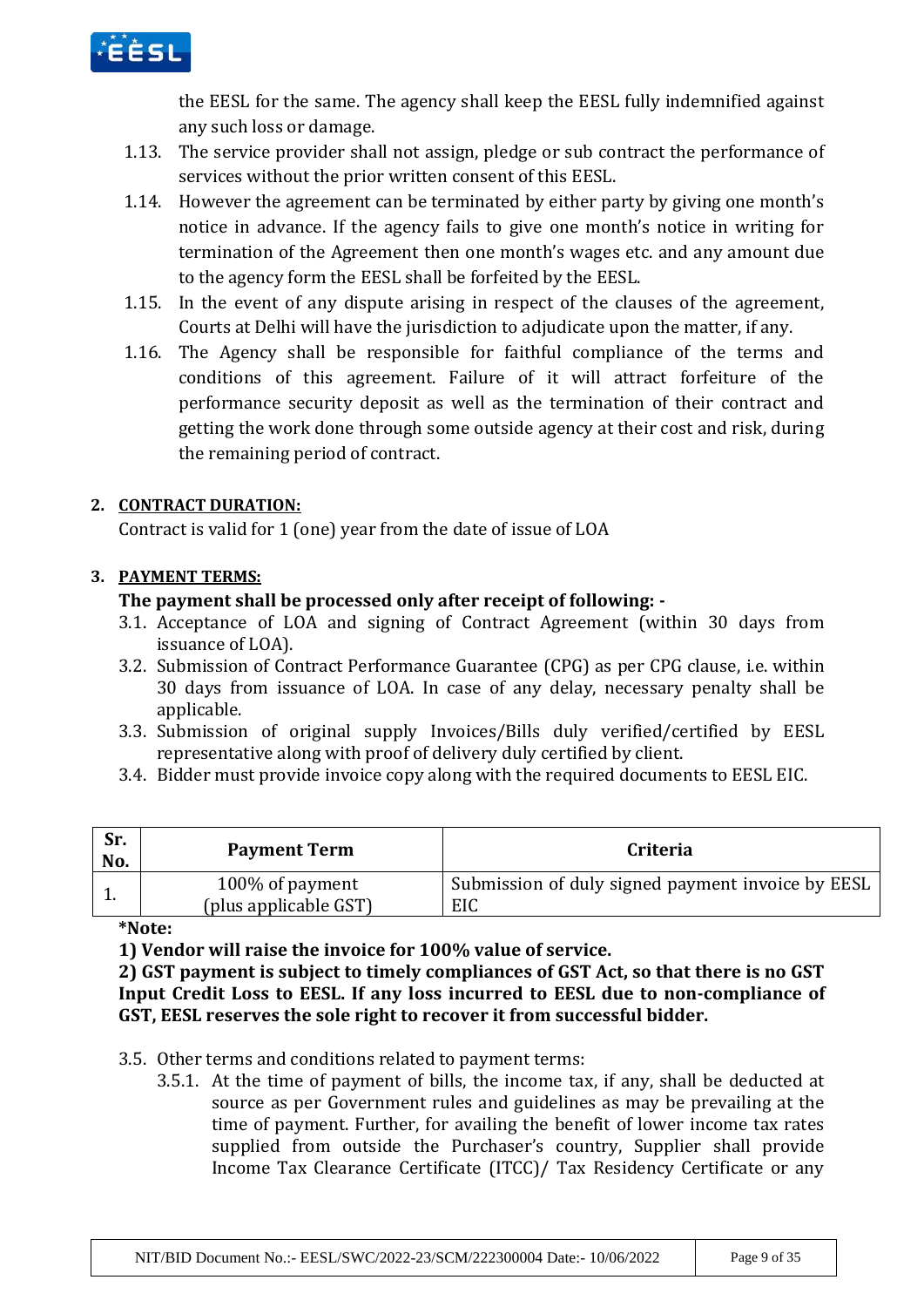the EESL for the same. The agency shall keep the EESL fully indemnified against any such loss or damage.

1.13. The service provider shall not assign, pledge or sub contract the performance of services without the prior written consent of this EESL.

1.14. However the agreement can be terminated by either party by giving one month's notice in advance. If the agency fails to give one month's notice in writing for termination of the Agreement then one month's wages etc. and any amount due to the agency form the EESL shall be forfeited by the EESL.

1.15. In the event of any dispute arising in respect of the clauses of the agreement, Courts at Delhi will have the jurisdiction to adjudicate upon the matter, if any.

1.16. The Agency shall be responsible for faithful compliance of the terms and conditions of this agreement. Failure of it will attract forfeiture of the performance security deposit as well as the termination of their contract and getting the work done through some outside agency at their cost and risk, during the remaining period of contract.

## 2. CONTRACT DURATION:

Contract is valid for 1 (one) year from the date of issue of LOA

## 3. PAYMENT TERMS:

**The payment shall be processed only after receipt of following: -**

3.1. Acceptance of LOA and signing of Contract Agreement (within 30 days from issuance of LOA).

3.2. Submission of Contract Performance Guarantee (CPG) as per CPG clause, i.e. within 30 days from issuance of LOA. In case of any delay, necessary penalty shall be applicable.

3.3. Submission of original supply Invoices/Bills duly verified/certified by EESL representative along with proof of delivery duly certified by client.

3.4. Bidder must provide invoice copy along with the required documents to EESL EIC.

| Sr. No. | Payment Term | Criteria |
|---|---|---|
| 1. | 100% of payment (plus applicable GST) | Submission of duly signed payment invoice by EESL EIC |

**\*Note:**

**1) Vendor will raise the invoice for 100% value of service.**

**2) GST payment is subject to timely compliances of GST Act, so that there is no GST Input Credit Loss to EESL. If any loss incurred to EESL due to non-compliance of GST, EESL reserves the sole right to recover it from successful bidder.**

3.5. Other terms and conditions related to payment terms:

3.5.1. At the time of payment of bills, the income tax, if any, shall be deducted at source as per Government rules and guidelines as may be prevailing at the time of payment. Further, for availing the benefit of lower income tax rates supplied from outside the Purchaser's country, Supplier shall provide Income Tax Clearance Certificate (ITCC)/ Tax Residency Certificate or any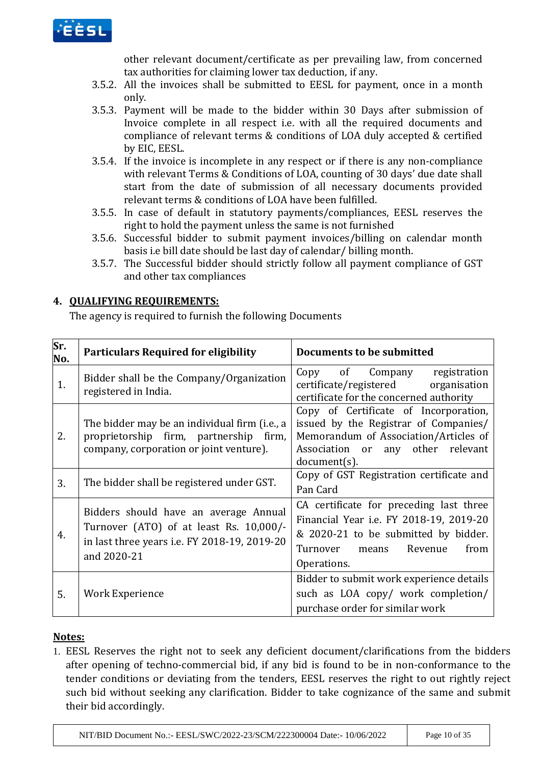other relevant document/certificate as per prevailing law, from concerned tax authorities for claiming lower tax deduction, if any.

3.5.2. All the invoices shall be submitted to EESL for payment, once in a month only.

3.5.3. Payment will be made to the bidder within 30 Days after submission of Invoice complete in all respect i.e. with all the required documents and compliance of relevant terms & conditions of LOA duly accepted & certified by EIC, EESL.

3.5.4. If the invoice is incomplete in any respect or if there is any non-compliance with relevant Terms & Conditions of LOA, counting of 30 days' due date shall start from the date of submission of all necessary documents provided relevant terms & conditions of LOA have been fulfilled.

3.5.5. In case of default in statutory payments/compliances, EESL reserves the right to hold the payment unless the same is not furnished

3.5.6. Successful bidder to submit payment invoices/billing on calendar month basis i.e bill date should be last day of calendar/ billing month.

3.5.7. The Successful bidder should strictly follow all payment compliance of GST and other tax compliances

## 4. QUALIFYING REQUIREMENTS:

The agency is required to furnish the following Documents

| Sr. No. | Particulars Required for eligibility | Documents to be submitted |
|---|---|---|
| 1. | Bidder shall be the Company/Organization registered in India. | Copy of Company registration certificate/registered organisation certificate for the concerned authority |
| 2. | The bidder may be an individual firm (i.e., a proprietorship firm, partnership firm, company, corporation or joint venture). | Copy of Certificate of Incorporation, issued by the Registrar of Companies/ Memorandum of Association/Articles of Association or any other relevant document(s). |
| 3. | The bidder shall be registered under GST. | Copy of GST Registration certificate and Pan Card |
| 4. | Bidders should have an average Annual Turnover (ATO) of at least Rs. 10,000/- in last three years i.e. FY 2018-19, 2019-20 and 2020-21 | CA certificate for preceding last three Financial Year i.e. FY 2018-19, 2019-20 & 2020-21 to be submitted by bidder. Turnover means Revenue from Operations. |
| 5. | Work Experience | Bidder to submit work experience details such as LOA copy/ work completion/ purchase order for similar work |

**Notes:**

1. EESL Reserves the right not to seek any deficient document/clarifications from the bidders after opening of techno-commercial bid, if any bid is found to be in non-conformance to the tender conditions or deviating from the tenders, EESL reserves the right to out rightly reject such bid without seeking any clarification. Bidder to take cognizance of the same and submit their bid accordingly.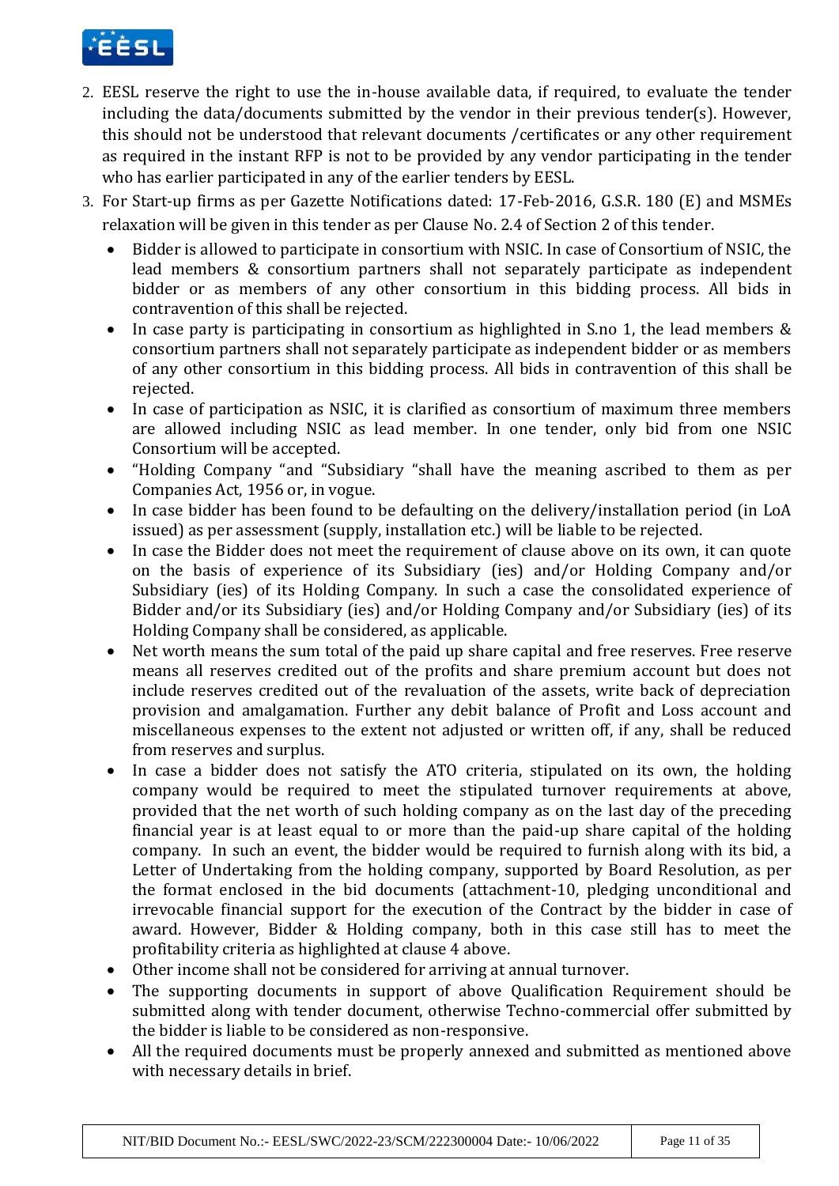2. EESL reserve the right to use the in-house available data, if required, to evaluate the tender including the data/documents submitted by the vendor in their previous tender(s). However, this should not be understood that relevant documents /certificates or any other requirement as required in the instant RFP is not to be provided by any vendor participating in the tender who has earlier participated in any of the earlier tenders by EESL.
3. For Start-up firms as per Gazette Notifications dated: 17-Feb-2016, G.S.R. 180 (E) and MSMEs relaxation will be given in this tender as per Clause No. 2.4 of Section 2 of this tender.
   - Bidder is allowed to participate in consortium with NSIC. In case of Consortium of NSIC, the lead members & consortium partners shall not separately participate as independent bidder or as members of any other consortium in this bidding process. All bids in contravention of this shall be rejected.
   - In case party is participating in consortium as highlighted in S.no 1, the lead members & consortium partners shall not separately participate as independent bidder or as members of any other consortium in this bidding process. All bids in contravention of this shall be rejected.
   - In case of participation as NSIC, it is clarified as consortium of maximum three members are allowed including NSIC as lead member. In one tender, only bid from one NSIC Consortium will be accepted.
   - "Holding Company "and "Subsidiary "shall have the meaning ascribed to them as per Companies Act, 1956 or, in vogue.
   - In case bidder has been found to be defaulting on the delivery/installation period (in LoA issued) as per assessment (supply, installation etc.) will be liable to be rejected.
   - In case the Bidder does not meet the requirement of clause above on its own, it can quote on the basis of experience of its Subsidiary (ies) and/or Holding Company and/or Subsidiary (ies) of its Holding Company. In such a case the consolidated experience of Bidder and/or its Subsidiary (ies) and/or Holding Company and/or Subsidiary (ies) of its Holding Company shall be considered, as applicable.
   - Net worth means the sum total of the paid up share capital and free reserves. Free reserve means all reserves credited out of the profits and share premium account but does not include reserves credited out of the revaluation of the assets, write back of depreciation provision and amalgamation. Further any debit balance of Profit and Loss account and miscellaneous expenses to the extent not adjusted or written off, if any, shall be reduced from reserves and surplus.
   - In case a bidder does not satisfy the ATO criteria, stipulated on its own, the holding company would be required to meet the stipulated turnover requirements at above, provided that the net worth of such holding company as on the last day of the preceding financial year is at least equal to or more than the paid-up share capital of the holding company. In such an event, the bidder would be required to furnish along with its bid, a Letter of Undertaking from the holding company, supported by Board Resolution, as per the format enclosed in the bid documents (attachment-10, pledging unconditional and irrevocable financial support for the execution of the Contract by the bidder in case of award. However, Bidder & Holding company, both in this case still has to meet the profitability criteria as highlighted at clause 4 above.
   - Other income shall not be considered for arriving at annual turnover.
   - The supporting documents in support of above Qualification Requirement should be submitted along with tender document, otherwise Techno-commercial offer submitted by the bidder is liable to be considered as non-responsive.
   - All the required documents must be properly annexed and submitted as mentioned above with necessary details in brief.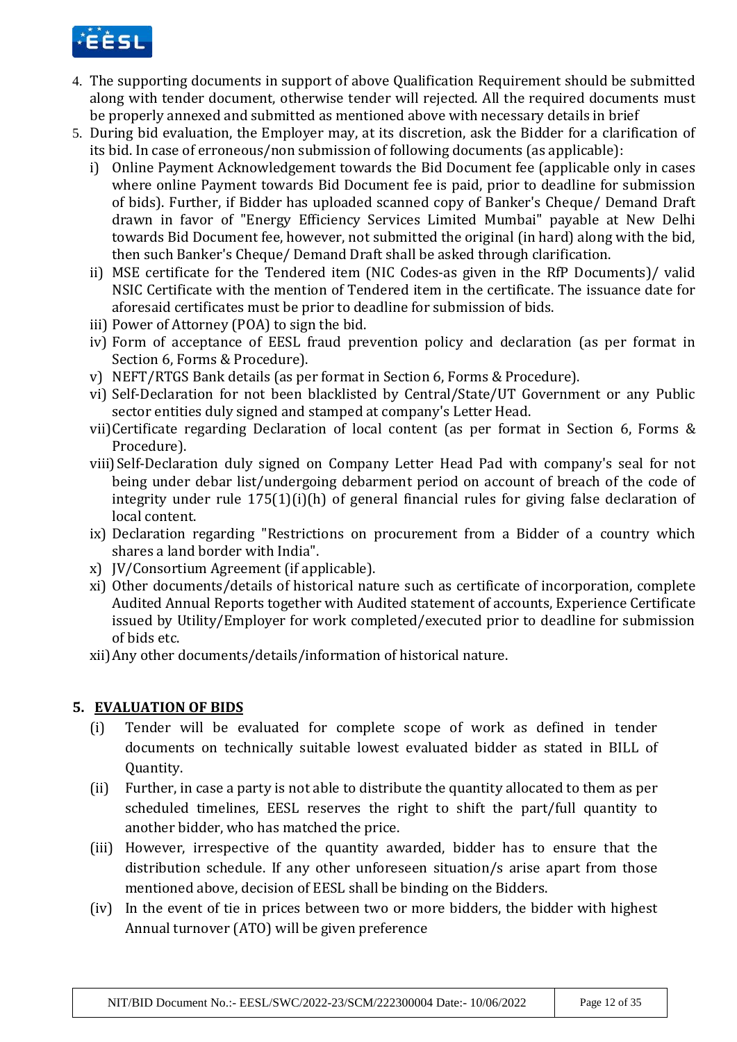4. The supporting documents in support of above Qualification Requirement should be submitted along with tender document, otherwise tender will rejected. All the required documents must be properly annexed and submitted as mentioned above with necessary details in brief
5. During bid evaluation, the Employer may, at its discretion, ask the Bidder for a clarification of its bid. In case of erroneous/non submission of following documents (as applicable):
   i) Online Payment Acknowledgement towards the Bid Document fee (applicable only in cases where online Payment towards Bid Document fee is paid, prior to deadline for submission of bids). Further, if Bidder has uploaded scanned copy of Banker's Cheque/ Demand Draft drawn in favor of "Energy Efficiency Services Limited Mumbai" payable at New Delhi towards Bid Document fee, however, not submitted the original (in hard) along with the bid, then such Banker's Cheque/ Demand Draft shall be asked through clarification.
   ii) MSE certificate for the Tendered item (NIC Codes-as given in the RfP Documents)/ valid NSIC Certificate with the mention of Tendered item in the certificate. The issuance date for aforesaid certificates must be prior to deadline for submission of bids.
   iii) Power of Attorney (POA) to sign the bid.
   iv) Form of acceptance of EESL fraud prevention policy and declaration (as per format in Section 6, Forms & Procedure).
   v) NEFT/RTGS Bank details (as per format in Section 6, Forms & Procedure).
   vi) Self-Declaration for not been blacklisted by Central/State/UT Government or any Public sector entities duly signed and stamped at company's Letter Head.
   vii) Certificate regarding Declaration of local content (as per format in Section 6, Forms & Procedure).
   viii) Self-Declaration duly signed on Company Letter Head Pad with company's seal for not being under debar list/undergoing debarment period on account of breach of the code of integrity under rule 175(1)(i)(h) of general financial rules for giving false declaration of local content.
   ix) Declaration regarding "Restrictions on procurement from a Bidder of a country which shares a land border with India".
   x) JV/Consortium Agreement (if applicable).
   xi) Other documents/details of historical nature such as certificate of incorporation, complete Audited Annual Reports together with Audited statement of accounts, Experience Certificate issued by Utility/Employer for work completed/executed prior to deadline for submission of bids etc.
   xii) Any other documents/details/information of historical nature.

## 5. EVALUATION OF BIDS

(i) Tender will be evaluated for complete scope of work as defined in tender documents on technically suitable lowest evaluated bidder as stated in BILL of Quantity.

(ii) Further, in case a party is not able to distribute the quantity allocated to them as per scheduled timelines, EESL reserves the right to shift the part/full quantity to another bidder, who has matched the price.

(iii) However, irrespective of the quantity awarded, bidder has to ensure that the distribution schedule. If any other unforeseen situation/s arise apart from those mentioned above, decision of EESL shall be binding on the Bidders.

(iv) In the event of tie in prices between two or more bidders, the bidder with highest Annual turnover (ATO) will be given preference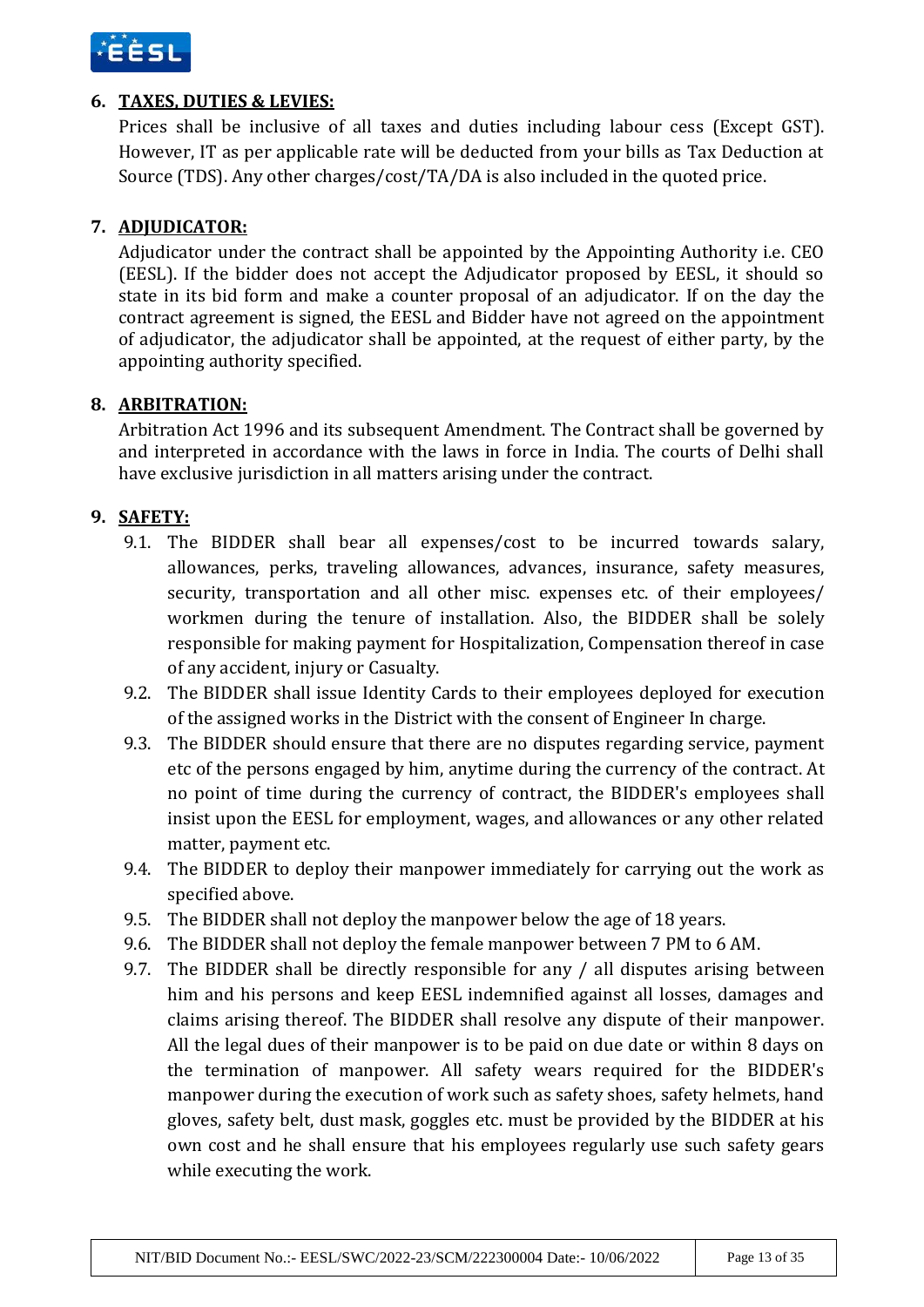## 6. TAXES, DUTIES & LEVIES:

Prices shall be inclusive of all taxes and duties including labour cess (Except GST). However, IT as per applicable rate will be deducted from your bills as Tax Deduction at Source (TDS). Any other charges/cost/TA/DA is also included in the quoted price.

## 7. ADJUDICATOR:

Adjudicator under the contract shall be appointed by the Appointing Authority i.e. CEO (EESL). If the bidder does not accept the Adjudicator proposed by EESL, it should so state in its bid form and make a counter proposal of an adjudicator. If on the day the contract agreement is signed, the EESL and Bidder have not agreed on the appointment of adjudicator, the adjudicator shall be appointed, at the request of either party, by the appointing authority specified.

## 8. ARBITRATION:

Arbitration Act 1996 and its subsequent Amendment. The Contract shall be governed by and interpreted in accordance with the laws in force in India. The courts of Delhi shall have exclusive jurisdiction in all matters arising under the contract.

## 9. SAFETY:

9.1. The BIDDER shall bear all expenses/cost to be incurred towards salary, allowances, perks, traveling allowances, advances, insurance, safety measures, security, transportation and all other misc. expenses etc. of their employees/ workmen during the tenure of installation. Also, the BIDDER shall be solely responsible for making payment for Hospitalization, Compensation thereof in case of any accident, injury or Casualty.

9.2. The BIDDER shall issue Identity Cards to their employees deployed for execution of the assigned works in the District with the consent of Engineer In charge.

9.3. The BIDDER should ensure that there are no disputes regarding service, payment etc of the persons engaged by him, anytime during the currency of the contract. At no point of time during the currency of contract, the BIDDER's employees shall insist upon the EESL for employment, wages, and allowances or any other related matter, payment etc.

9.4. The BIDDER to deploy their manpower immediately for carrying out the work as specified above.

9.5. The BIDDER shall not deploy the manpower below the age of 18 years.

9.6. The BIDDER shall not deploy the female manpower between 7 PM to 6 AM.

9.7. The BIDDER shall be directly responsible for any / all disputes arising between him and his persons and keep EESL indemnified against all losses, damages and claims arising thereof. The BIDDER shall resolve any dispute of their manpower. All the legal dues of their manpower is to be paid on due date or within 8 days on the termination of manpower. All safety wears required for the BIDDER's manpower during the execution of work such as safety shoes, safety helmets, hand gloves, safety belt, dust mask, goggles etc. must be provided by the BIDDER at his own cost and he shall ensure that his employees regularly use such safety gears while executing the work.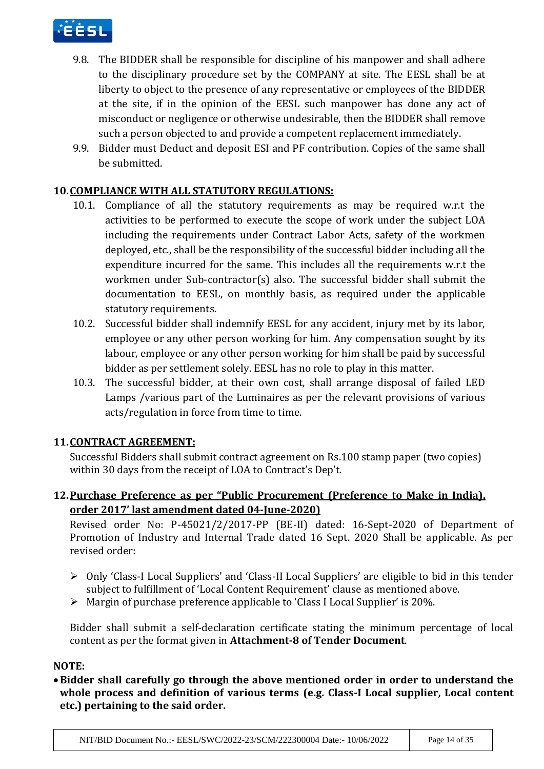9.8. The BIDDER shall be responsible for discipline of his manpower and shall adhere to the disciplinary procedure set by the COMPANY at site. The EESL shall be at liberty to object to the presence of any representative or employees of the BIDDER at the site, if in the opinion of the EESL such manpower has done any act of misconduct or negligence or otherwise undesirable, then the BIDDER shall remove such a person objected to and provide a competent replacement immediately.

9.9. Bidder must Deduct and deposit ESI and PF contribution. Copies of the same shall be submitted.

## 10. COMPLIANCE WITH ALL STATUTORY REGULATIONS:

10.1. Compliance of all the statutory requirements as may be required w.r.t the activities to be performed to execute the scope of work under the subject LOA including the requirements under Contract Labor Acts, safety of the workmen deployed, etc., shall be the responsibility of the successful bidder including all the expenditure incurred for the same. This includes all the requirements w.r.t the workmen under Sub-contractor(s) also. The successful bidder shall submit the documentation to EESL, on monthly basis, as required under the applicable statutory requirements.

10.2. Successful bidder shall indemnify EESL for any accident, injury met by its labor, employee or any other person working for him. Any compensation sought by its labour, employee or any other person working for him shall be paid by successful bidder as per settlement solely. EESL has no role to play in this matter.

10.3. The successful bidder, at their own cost, shall arrange disposal of failed LED Lamps /various part of the Luminaires as per the relevant provisions of various acts/regulation in force from time to time.

## 11. CONTRACT AGREEMENT:

Successful Bidders shall submit contract agreement on Rs.100 stamp paper (two copies) within 30 days from the receipt of LOA to Contract's Dep't.

## 12. Purchase Preference as per "Public Procurement (Preference to Make in India), order 2017' last amendment dated 04-June-2020)

Revised order No: P-45021/2/2017-PP (BE-II) dated: 16-Sept-2020 of Department of Promotion of Industry and Internal Trade dated 16 Sept. 2020 Shall be applicable. As per revised order:

- Only 'Class-I Local Suppliers' and 'Class-II Local Suppliers' are eligible to bid in this tender subject to fulfillment of 'Local Content Requirement' clause as mentioned above.
- Margin of purchase preference applicable to 'Class I Local Supplier' is 20%.

Bidder shall submit a self-declaration certificate stating the minimum percentage of local content as per the format given in **Attachment-8 of Tender Document**.

**NOTE:**

- **Bidder shall carefully go through the above mentioned order in order to understand the whole process and definition of various terms (e.g. Class-I Local supplier, Local content etc.) pertaining to the said order.**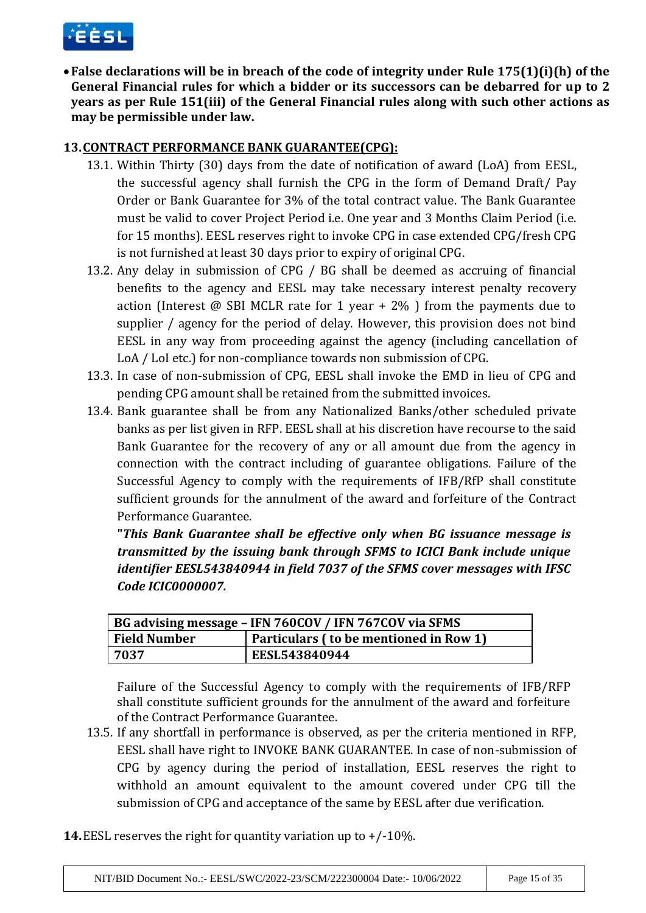- **False declarations will be in breach of the code of integrity under Rule 175(1)(i)(h) of the General Financial rules for which a bidder or its successors can be debarred for up to 2 years as per Rule 151(iii) of the General Financial rules along with such other actions as may be permissible under law.**

**13. CONTRACT PERFORMANCE BANK GUARANTEE(CPG):**

13.1. Within Thirty (30) days from the date of notification of award (LoA) from EESL, the successful agency shall furnish the CPG in the form of Demand Draft/ Pay Order or Bank Guarantee for 3% of the total contract value. The Bank Guarantee must be valid to cover Project Period i.e. One year and 3 Months Claim Period (i.e. for 15 months). EESL reserves right to invoke CPG in case extended CPG/fresh CPG is not furnished at least 30 days prior to expiry of original CPG.

13.2. Any delay in submission of CPG / BG shall be deemed as accruing of financial benefits to the agency and EESL may take necessary interest penalty recovery action (Interest @ SBI MCLR rate for 1 year + 2% ) from the payments due to supplier / agency for the period of delay. However, this provision does not bind EESL in any way from proceeding against the agency (including cancellation of LoA / LoI etc.) for non-compliance towards non submission of CPG.

13.3. In case of non-submission of CPG, EESL shall invoke the EMD in lieu of CPG and pending CPG amount shall be retained from the submitted invoices.

13.4. Bank guarantee shall be from any Nationalized Banks/other scheduled private banks as per list given in RFP. EESL shall at his discretion have recourse to the said Bank Guarantee for the recovery of any or all amount due from the agency in connection with the contract including of guarantee obligations. Failure of the Successful Agency to comply with the requirements of IFB/RfP shall constitute sufficient grounds for the annulment of the award and forfeiture of the Contract Performance Guarantee.

**"*This Bank Guarantee shall be effective only when BG issuance message is transmitted by the issuing bank through SFMS to ICICI Bank include unique identifier EESL543840944 in field 7037 of the SFMS cover messages with IFSC Code ICIC0000007.***

| **BG advising message – IFN 760COV / IFN 767COV via SFMS** | |
|---|---|
| **Field Number** | **Particulars ( to be mentioned in Row 1)** |
| **7037** | **EESL543840944** |

Failure of the Successful Agency to comply with the requirements of IFB/RFP shall constitute sufficient grounds for the annulment of the award and forfeiture of the Contract Performance Guarantee.

13.5. If any shortfall in performance is observed, as per the criteria mentioned in RFP, EESL shall have right to INVOKE BANK GUARANTEE. In case of non-submission of CPG by agency during the period of installation, EESL reserves the right to withhold an amount equivalent to the amount covered under CPG till the submission of CPG and acceptance of the same by EESL after due verification.

**14.** EESL reserves the right for quantity variation up to +/-10%.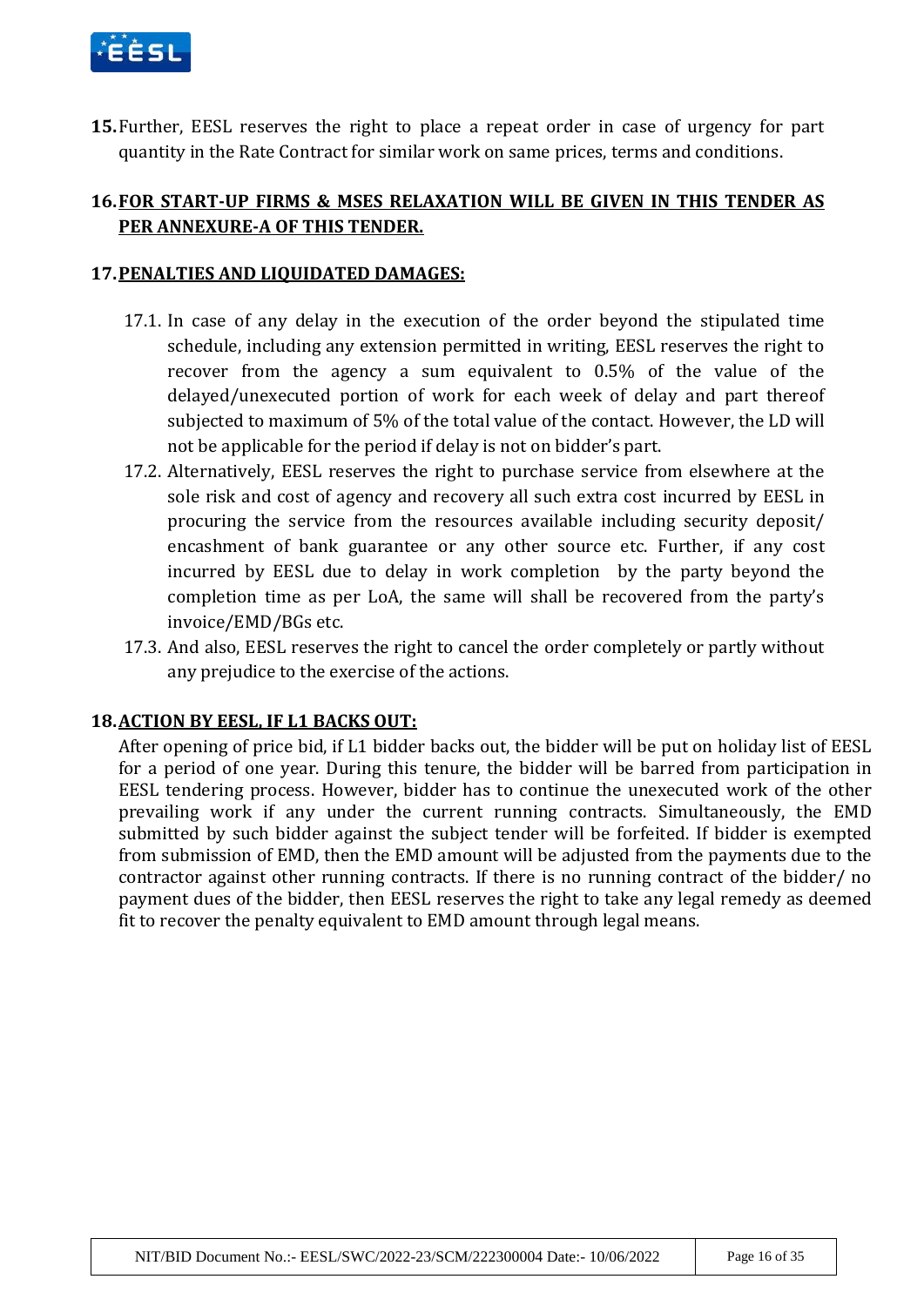**15.** Further, EESL reserves the right to place a repeat order in case of urgency for part quantity in the Rate Contract for similar work on same prices, terms and conditions.

## 16. FOR START-UP FIRMS & MSES RELAXATION WILL BE GIVEN IN THIS TENDER AS PER ANNEXURE-A OF THIS TENDER.

## 17. PENALTIES AND LIQUIDATED DAMAGES:

17.1. In case of any delay in the execution of the order beyond the stipulated time schedule, including any extension permitted in writing, EESL reserves the right to recover from the agency a sum equivalent to 0.5% of the value of the delayed/unexecuted portion of work for each week of delay and part thereof subjected to maximum of 5% of the total value of the contact. However, the LD will not be applicable for the period if delay is not on bidder's part.

17.2. Alternatively, EESL reserves the right to purchase service from elsewhere at the sole risk and cost of agency and recovery all such extra cost incurred by EESL in procuring the service from the resources available including security deposit/ encashment of bank guarantee or any other source etc. Further, if any cost incurred by EESL due to delay in work completion by the party beyond the completion time as per LoA, the same will shall be recovered from the party's invoice/EMD/BGs etc.

17.3. And also, EESL reserves the right to cancel the order completely or partly without any prejudice to the exercise of the actions.

## 18. ACTION BY EESL, IF L1 BACKS OUT:

After opening of price bid, if L1 bidder backs out, the bidder will be put on holiday list of EESL for a period of one year. During this tenure, the bidder will be barred from participation in EESL tendering process. However, bidder has to continue the unexecuted work of the other prevailing work if any under the current running contracts. Simultaneously, the EMD submitted by such bidder against the subject tender will be forfeited. If bidder is exempted from submission of EMD, then the EMD amount will be adjusted from the payments due to the contractor against other running contracts. If there is no running contract of the bidder/ no payment dues of the bidder, then EESL reserves the right to take any legal remedy as deemed fit to recover the penalty equivalent to EMD amount through legal means.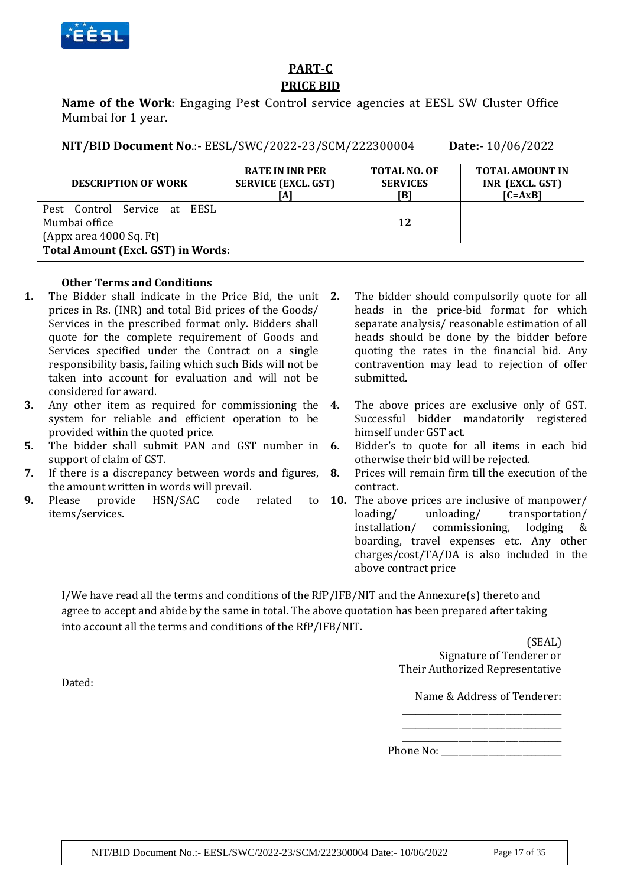## PART-C

## PRICE BID

**Name of the Work**: Engaging Pest Control service agencies at EESL SW Cluster Office Mumbai for 1 year.

**NIT/BID Document No**.:- EESL/SWC/2022-23/SCM/222300004 **Date:-** 10/06/2022

| DESCRIPTION OF WORK | RATE IN INR PER SERVICE (EXCL. GST) [A] | TOTAL NO. OF SERVICES [B] | TOTAL AMOUNT IN INR (EXCL. GST) [C=AxB] |
|---|---|---|---|
| Pest Control Service at EESL Mumbai office (Appx area 4000 Sq. Ft) | | **12** | |
| **Total Amount (Excl. GST) in Words:** | | | |

**Other Terms and Conditions**

1. The Bidder shall indicate in the Price Bid, the unit prices in Rs. (INR) and total Bid prices of the Goods/ Services in the prescribed format only. Bidders shall quote for the complete requirement of Goods and Services specified under the Contract on a single responsibility basis, failing which such Bids will not be taken into account for evaluation and will not be considered for award.
2. The bidder should compulsorily quote for all heads in the price-bid format for which separate analysis/ reasonable estimation of all heads should be done by the bidder before quoting the rates in the financial bid. Any contravention may lead to rejection of offer submitted.
3. Any other item as required for commissioning the system for reliable and efficient operation to be provided within the quoted price.
4. The above prices are exclusive only of GST. Successful bidder mandatorily registered himself under GST act.
5. The bidder shall submit PAN and GST number in support of claim of GST.
6. Bidder's to quote for all items in each bid otherwise their bid will be rejected.
7. If there is a discrepancy between words and figures, the amount written in words will prevail.
8. Prices will remain firm till the execution of the contract.
9. Please provide HSN/SAC code related to items/services.
10. The above prices are inclusive of manpower/ loading/ unloading/ transportation/ installation/ commissioning, lodging & boarding, travel expenses etc. Any other charges/cost/TA/DA is also included in the above contract price

I/We have read all the terms and conditions of the RfP/IFB/NIT and the Annexure(s) thereto and agree to accept and abide by the same in total. The above quotation has been prepared after taking into account all the terms and conditions of the RfP/IFB/NIT.

(SEAL)
Signature of Tenderer or
Their Authorized Representative

Dated:

Name & Address of Tenderer:
______________________________
______________________________
______________________________
Phone No: ______________________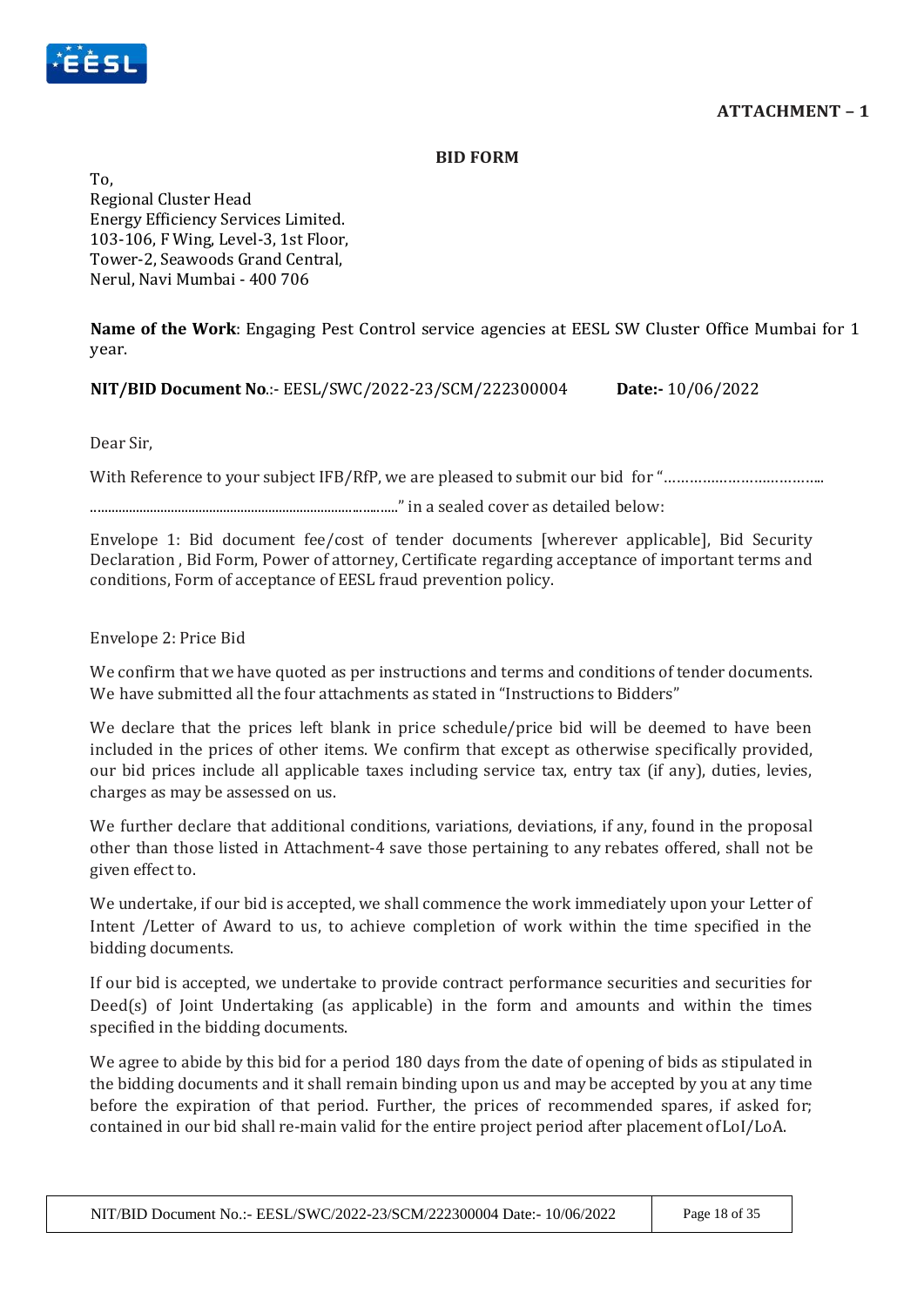**ATTACHMENT – 1**

**BID FORM**

To,
Regional Cluster Head
Energy Efficiency Services Limited.
103-106, F Wing, Level-3, 1st Floor,
Tower-2, Seawoods Grand Central,
Nerul, Navi Mumbai - 400 706

**Name of the Work**: Engaging Pest Control service agencies at EESL SW Cluster Office Mumbai for 1 year.

**NIT/BID Document No**.:- EESL/SWC/2022-23/SCM/222300004 **Date:-** 10/06/2022

Dear Sir,

With Reference to your subject IFB/RfP, we are pleased to submit our bid for "………………………………..

……………………………………………………………………..……" in a sealed cover as detailed below:

Envelope 1: Bid document fee/cost of tender documents [wherever applicable], Bid Security Declaration , Bid Form, Power of attorney, Certificate regarding acceptance of important terms and conditions, Form of acceptance of EESL fraud prevention policy.

Envelope 2: Price Bid

We confirm that we have quoted as per instructions and terms and conditions of tender documents. We have submitted all the four attachments as stated in "Instructions to Bidders"

We declare that the prices left blank in price schedule/price bid will be deemed to have been included in the prices of other items. We confirm that except as otherwise specifically provided, our bid prices include all applicable taxes including service tax, entry tax (if any), duties, levies, charges as may be assessed on us.

We further declare that additional conditions, variations, deviations, if any, found in the proposal other than those listed in Attachment-4 save those pertaining to any rebates offered, shall not be given effect to.

We undertake, if our bid is accepted, we shall commence the work immediately upon your Letter of Intent /Letter of Award to us, to achieve completion of work within the time specified in the bidding documents.

If our bid is accepted, we undertake to provide contract performance securities and securities for Deed(s) of Joint Undertaking (as applicable) in the form and amounts and within the times specified in the bidding documents.

We agree to abide by this bid for a period 180 days from the date of opening of bids as stipulated in the bidding documents and it shall remain binding upon us and may be accepted by you at any time before the expiration of that period. Further, the prices of recommended spares, if asked for; contained in our bid shall re-main valid for the entire project period after placement of LoI/LoA.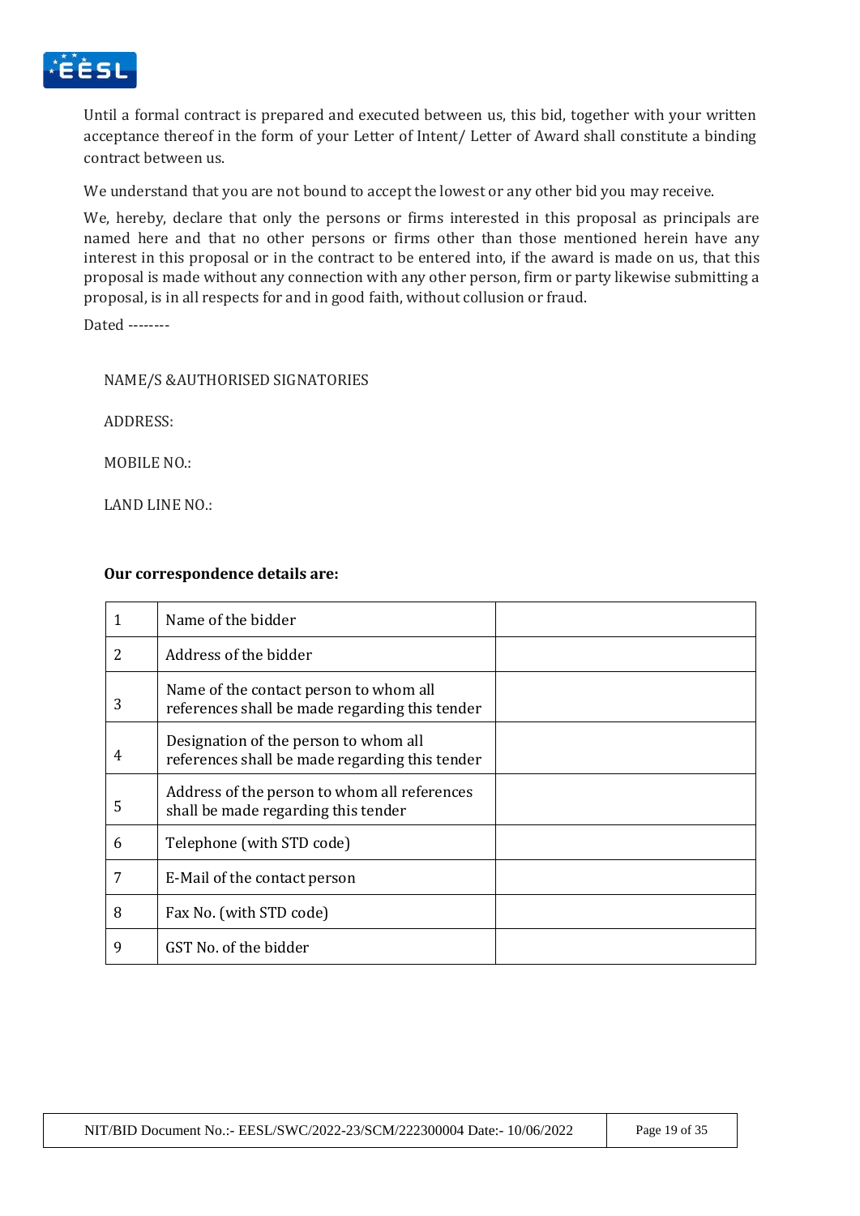Until a formal contract is prepared and executed between us, this bid, together with your written acceptance thereof in the form of your Letter of Intent/ Letter of Award shall constitute a binding contract between us.

We understand that you are not bound to accept the lowest or any other bid you may receive.

We, hereby, declare that only the persons or firms interested in this proposal as principals are named here and that no other persons or firms other than those mentioned herein have any interest in this proposal or in the contract to be entered into, if the award is made on us, that this proposal is made without any connection with any other person, firm or party likewise submitting a proposal, is in all respects for and in good faith, without collusion or fraud.

Dated --------

NAME/S &AUTHORISED SIGNATORIES

ADDRESS:

MOBILE NO.:

LAND LINE NO.:

**Our correspondence details are:**

| | | |
|---|---|---|
| 1 | Name of the bidder | |
| 2 | Address of the bidder | |
| 3 | Name of the contact person to whom all references shall be made regarding this tender | |
| 4 | Designation of the person to whom all references shall be made regarding this tender | |
| 5 | Address of the person to whom all references shall be made regarding this tender | |
| 6 | Telephone (with STD code) | |
| 7 | E-Mail of the contact person | |
| 8 | Fax No. (with STD code) | |
| 9 | GST No. of the bidder | |

NIT/BID Document No.:- EESL/SWC/2022-23/SCM/222300004 Date:- 10/06/2022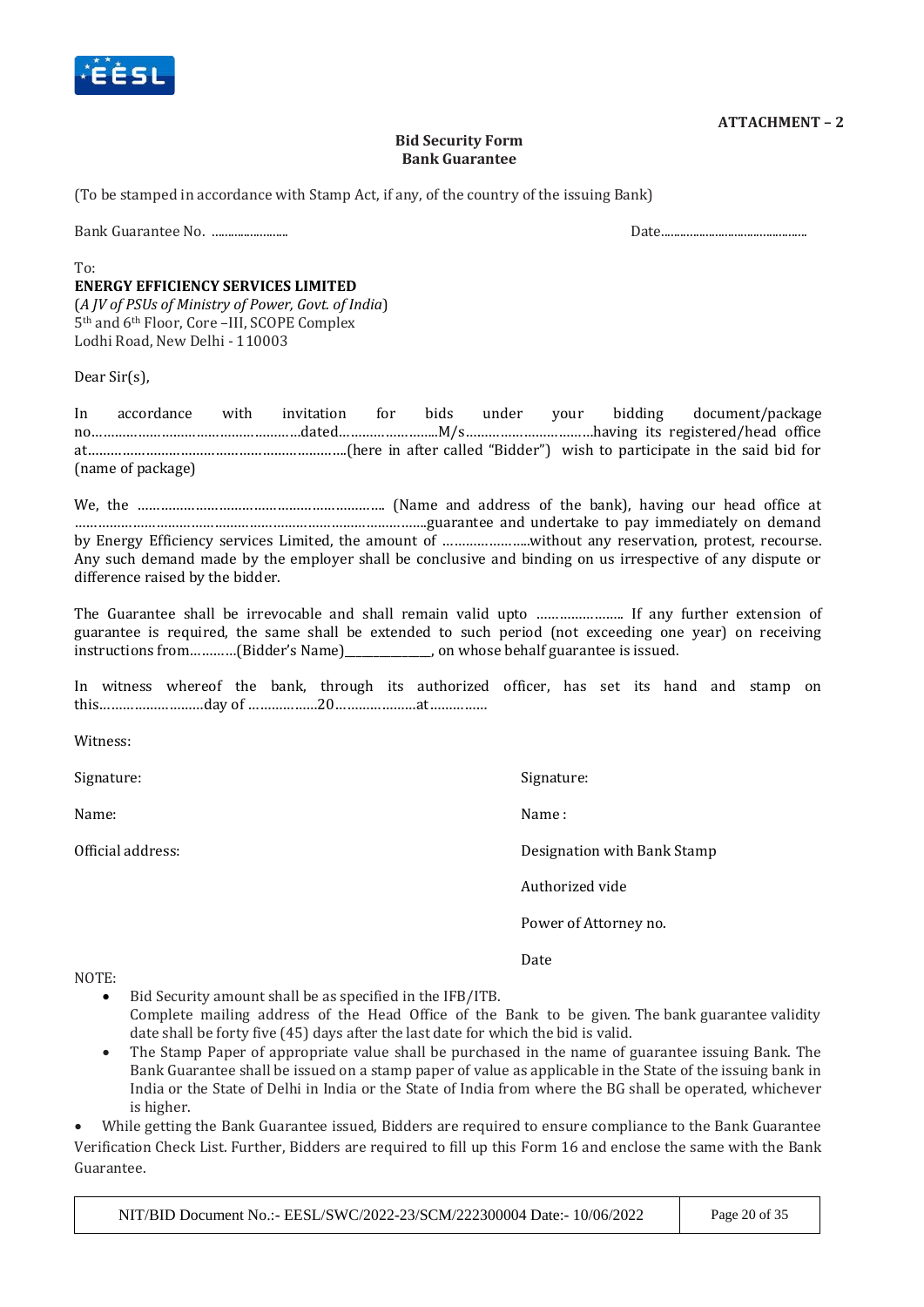**ATTACHMENT – 2**

**Bid Security Form**
**Bank Guarantee**

(To be stamped in accordance with Stamp Act, if any, of the country of the issuing Bank)

Bank Guarantee No. ........................ Date..............................................

To:
**ENERGY EFFICIENCY SERVICES LIMITED**
(*A JV of PSUs of Ministry of Power, Govt. of India*)
5th and 6th Floor, Core –III, SCOPE Complex
Lodhi Road, New Delhi - 110003

Dear Sir(s),

In accordance with invitation for bids under your bidding document/package no………………………………………….dated……………………..M/s…………………………having its registered/head office at……………………………………………………….(here in after called "Bidder") wish to participate in the said bid for (name of package)

We, the ……………………………………………………… (Name and address of the bank), having our head office at …………………………………………………………………………..guarantee and undertake to pay immediately on demand by Energy Efficiency services Limited, the amount of …………………..without any reservation, protest, recourse. Any such demand made by the employer shall be conclusive and binding on us irrespective of any dispute or difference raised by the bidder.

The Guarantee shall be irrevocable and shall remain valid upto ………………….. If any further extension of guarantee is required, the same shall be extended to such period (not exceeding one year) on receiving instructions from…………(Bidder's Name)______________, on whose behalf guarantee is issued.

In witness whereof the bank, through its authorized officer, has set its hand and stamp on this………………………day of ……………..20…………………at……………

Witness:

| | |
|---|---|
| Signature: | Signature: |
| Name: | Name : |
| Official address: | Designation with Bank Stamp |
| | Authorized vide |
| | Power of Attorney no. |
| | Date |

NOTE:

- Bid Security amount shall be as specified in the IFB/ITB.
  Complete mailing address of the Head Office of the Bank to be given. The bank guarantee validity date shall be forty five (45) days after the last date for which the bid is valid.
- The Stamp Paper of appropriate value shall be purchased in the name of guarantee issuing Bank. The Bank Guarantee shall be issued on a stamp paper of value as applicable in the State of the issuing bank in India or the State of Delhi in India or the State of India from where the BG shall be operated, whichever is higher.
- While getting the Bank Guarantee issued, Bidders are required to ensure compliance to the Bank Guarantee Verification Check List. Further, Bidders are required to fill up this Form 16 and enclose the same with the Bank Guarantee.

NIT/BID Document No.:- EESL/SWC/2022-23/SCM/222300004 Date:- 10/06/2022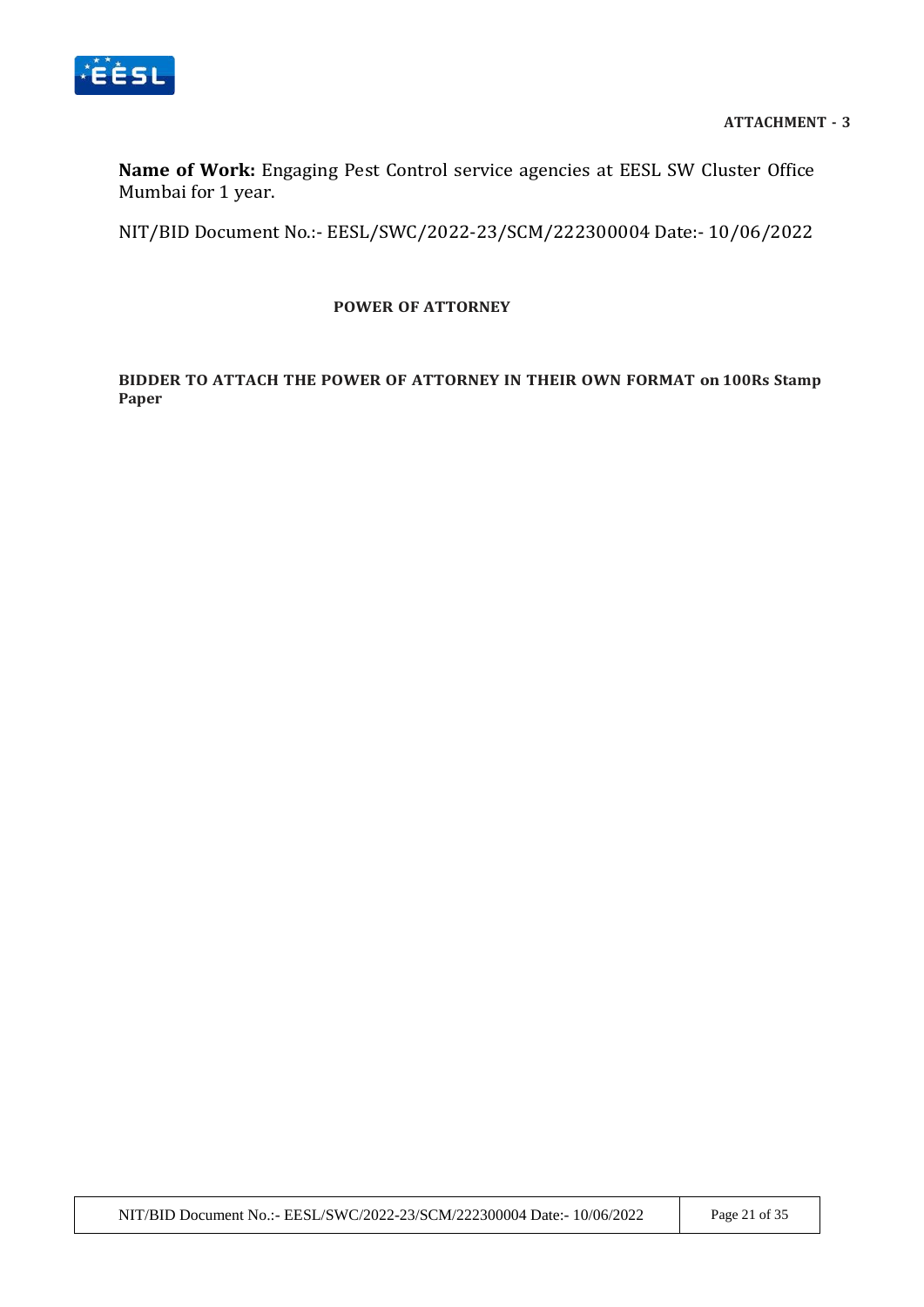**ATTACHMENT - 3**

**Name of Work:** Engaging Pest Control service agencies at EESL SW Cluster Office Mumbai for 1 year.

NIT/BID Document No.:- EESL/SWC/2022-23/SCM/222300004 Date:- 10/06/2022

## POWER OF ATTORNEY

**BIDDER TO ATTACH THE POWER OF ATTORNEY IN THEIR OWN FORMAT on 100Rs Stamp Paper**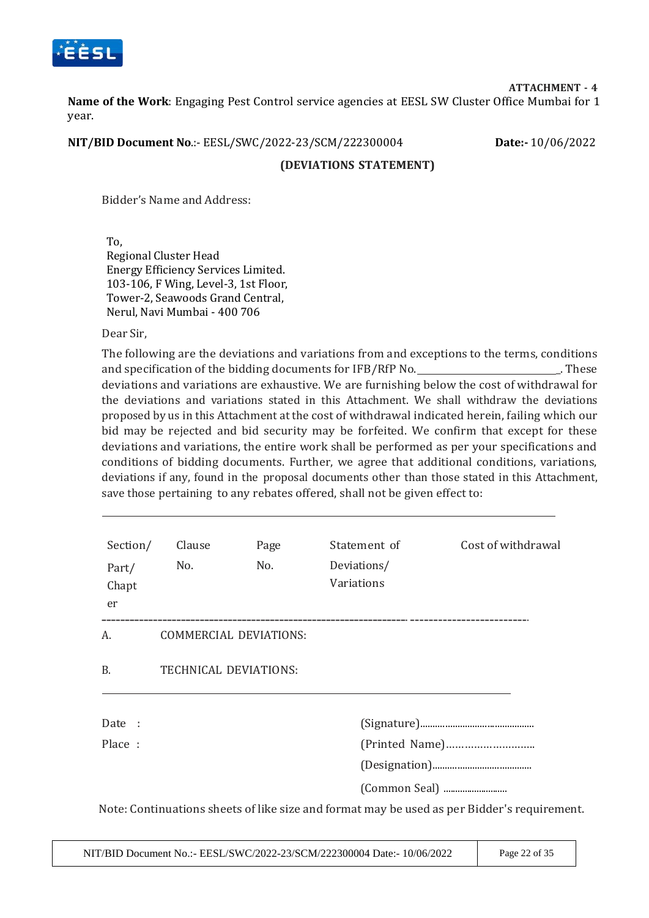**ATTACHMENT - 4**

**Name of the Work**: Engaging Pest Control service agencies at EESL SW Cluster Office Mumbai for 1 year.

**NIT/BID Document No**.:- EESL/SWC/2022-23/SCM/222300004 **Date:-** 10/06/2022

**(DEVIATIONS STATEMENT)**

Bidder's Name and Address:

To,
Regional Cluster Head
Energy Efficiency Services Limited.
103-106, F Wing, Level-3, 1st Floor,
Tower-2, Seawoods Grand Central,
Nerul, Navi Mumbai - 400 706

Dear Sir,

The following are the deviations and variations from and exceptions to the terms, conditions and specification of the bidding documents for IFB/RfP No.____________________________. These deviations and variations are exhaustive. We are furnishing below the cost of withdrawal for the deviations and variations stated in this Attachment. We shall withdraw the deviations proposed by us in this Attachment at the cost of withdrawal indicated herein, failing which our bid may be rejected and bid security may be forfeited. We confirm that except for these deviations and variations, the entire work shall be performed as per your specifications and conditions of bidding documents. Further, we agree that additional conditions, variations, deviations if any, found in the proposal documents other than those stated in this Attachment, save those pertaining to any rebates offered, shall not be given effect to:

| Section/ Part/ Chapter | Clause No. | Page No. | Statement of Deviations/ Variations | Cost of withdrawal |
|---|---|---|---|---|
| A. | COMMERCIAL DEVIATIONS: | | | |
| B. | TECHNICAL DEVIATIONS: | | | |

Date :

Place :

(Signature)..........................................

(Printed Name)..........................

(Designation).....................................

(Common Seal) .........................

Note: Continuations sheets of like size and format may be used as per Bidder's requirement.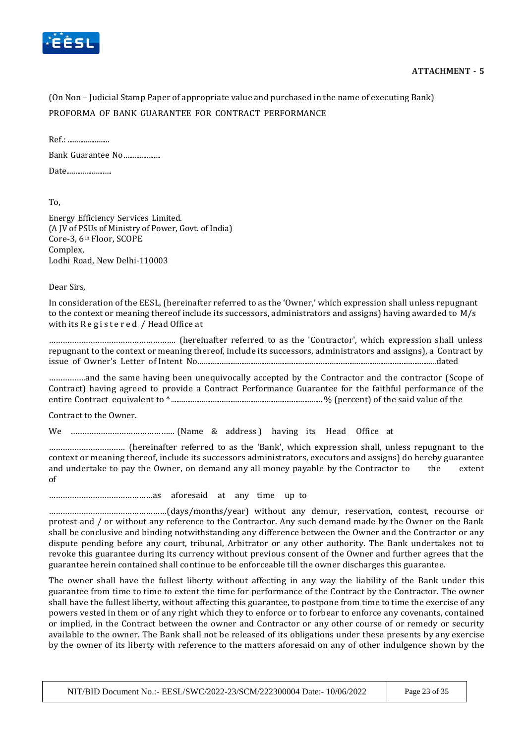**ATTACHMENT - 5**

(On Non – Judicial Stamp Paper of appropriate value and purchased in the name of executing Bank)

PROFORMA OF BANK GUARANTEE FOR CONTRACT PERFORMANCE

Ref.: .......................

Bank Guarantee No.....................

Date.........................

To,

Energy Efficiency Services Limited.
(A JV of PSUs of Ministry of Power, Govt. of India)
Core-3, 6th Floor, SCOPE
Complex,
Lodhi Road, New Delhi-110003

Dear Sirs,

In consideration of the EESL, (hereinafter referred to as the 'Owner,' which expression shall unless repugnant to the context or meaning thereof include its successors, administrators and assigns) having awarded to M/s with its Registered / Head Office at

……………………………………………….. (hereinafter referred to as the 'Contractor', which expression shall unless repugnant to the context or meaning thereof, include its successors, administrators and assigns), a Contract by issue of Owner's Letter of Intent No.............................................................................................................................................dated

…………….and the same having been unequivocally accepted by the Contractor and the contractor (Scope of Contract) having agreed to provide a Contract Performance Guarantee for the faithful performance of the entire Contract equivalent to *................................................................................. % (percent) of the said value of the

Contract to the Owner.

We ……………………………………… (Name & address ) having its Head Office at

…………………………… (hereinafter referred to as the 'Bank', which expression shall, unless repugnant to the context or meaning thereof, include its successors administrators, executors and assigns) do hereby guarantee and undertake to pay the Owner, on demand any all money payable by the Contractor to the extent of

………………………………………as aforesaid at any time up to

……………………………………………(days/months/year) without any demur, reservation, contest, recourse or protest and / or without any reference to the Contractor. Any such demand made by the Owner on the Bank shall be conclusive and binding notwithstanding any difference between the Owner and the Contractor or any dispute pending before any court, tribunal, Arbitrator or any other authority. The Bank undertakes not to revoke this guarantee during its currency without previous consent of the Owner and further agrees that the guarantee herein contained shall continue to be enforceable till the owner discharges this guarantee.

The owner shall have the fullest liberty without affecting in any way the liability of the Bank under this guarantee from time to time to extent the time for performance of the Contract by the Contractor. The owner shall have the fullest liberty, without affecting this guarantee, to postpone from time to time the exercise of any powers vested in them or of any right which they to enforce or to forbear to enforce any covenants, contained or implied, in the Contract between the owner and Contractor or any other course of or remedy or security available to the owner. The Bank shall not be released of its obligations under these presents by any exercise by the owner of its liberty with reference to the matters aforesaid on any of other indulgence shown by the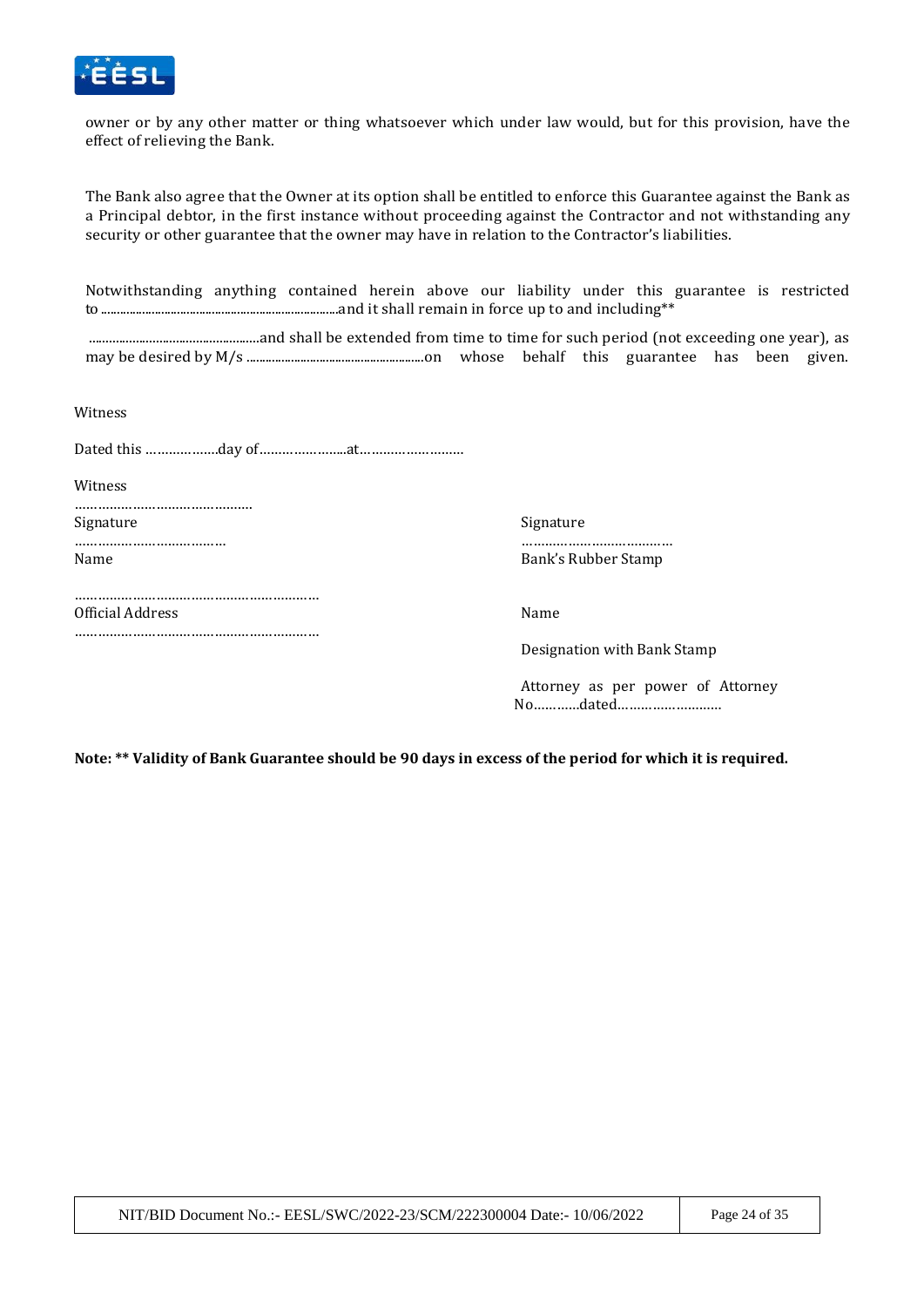owner or by any other matter or thing whatsoever which under law would, but for this provision, have the effect of relieving the Bank.

The Bank also agree that the Owner at its option shall be entitled to enforce this Guarantee against the Bank as a Principal debtor, in the first instance without proceeding against the Contractor and not withstanding any security or other guarantee that the owner may have in relation to the Contractor's liabilities.

Notwithstanding anything contained herein above our liability under this guarantee is restricted to ........................................................................and it shall remain in force up to and including**

...................................................and shall be extended from time to time for such period (not exceeding one year), as may be desired by M/s ......................................................on whose behalf this guarantee has been given.

Witness

Dated this ……………..day of…………………..at……………………..

Witness

………………………………………
Signature

………………………………
Name

………………………………………………………
Official Address

………………………………………………………

Signature

…………………………………
Bank's Rubber Stamp

Name

Designation with Bank Stamp

Attorney as per power of Attorney No…………dated………………………

**Note: ** Validity of Bank Guarantee should be 90 days in excess of the period for which it is required.**

NIT/BID Document No.:- EESL/SWC/2022-23/SCM/222300004 Date:- 10/06/2022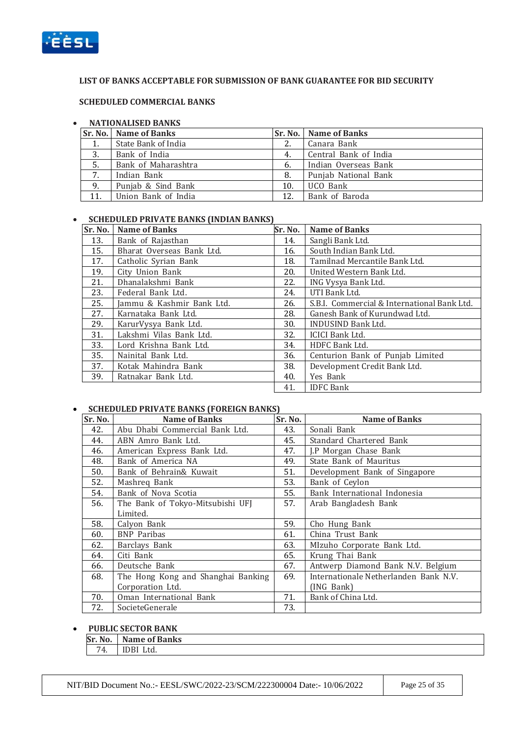**LIST OF BANKS ACCEPTABLE FOR SUBMISSION OF BANK GUARANTEE FOR BID SECURITY**

**SCHEDULED COMMERCIAL BANKS**

- **NATIONALISED BANKS**

| Sr. No. | Name of Banks | Sr. No. | Name of Banks |
|---|---|---|---|
| 1. | State Bank of India | 2. | Canara Bank |
| 3. | Bank of India | 4. | Central Bank of India |
| 5. | Bank of Maharashtra | 6. | Indian Overseas Bank |
| 7. | Indian Bank | 8. | Punjab National Bank |
| 9. | Punjab & Sind Bank | 10. | UCO Bank |
| 11. | Union Bank of India | 12. | Bank of Baroda |

- **SCHEDULED PRIVATE BANKS (INDIAN BANKS)**

| Sr. No. | Name of Banks | Sr. No. | Name of Banks |
|---|---|---|---|
| 13. | Bank of Rajasthan | 14. | Sangli Bank Ltd. |
| 15. | Bharat Overseas Bank Ltd. | 16. | South Indian Bank Ltd. |
| 17. | Catholic Syrian Bank | 18. | Tamilnad Mercantile Bank Ltd. |
| 19. | City Union Bank | 20. | United Western Bank Ltd. |
| 21. | Dhanalakshmi Bank | 22. | ING Vysya Bank Ltd. |
| 23. | Federal Bank Ltd. | 24. | UTI Bank Ltd. |
| 25. | Jammu & Kashmir Bank Ltd. | 26. | S.B.I. Commercial & International Bank Ltd. |
| 27. | Karnataka Bank Ltd. | 28. | Ganesh Bank of Kurundwad Ltd. |
| 29. | KarurVysya Bank Ltd. | 30. | INDUSIND Bank Ltd. |
| 31. | Lakshmi Vilas Bank Ltd. | 32. | ICICI Bank Ltd. |
| 33. | Lord Krishna Bank Ltd. | 34. | HDFC Bank Ltd. |
| 35. | Nainital Bank Ltd. | 36. | Centurion Bank of Punjab Limited |
| 37. | Kotak Mahindra Bank | 38. | Development Credit Bank Ltd. |
| 39. | Ratnakar Bank Ltd. | 40. | Yes Bank |
| | | 41. | IDFC Bank |

- **SCHEDULED PRIVATE BANKS (FOREIGN BANKS)**

| Sr. No. | Name of Banks | Sr. No. | Name of Banks |
|---|---|---|---|
| 42. | Abu Dhabi Commercial Bank Ltd. | 43. | Sonali Bank |
| 44. | ABN Amro Bank Ltd. | 45. | Standard Chartered Bank |
| 46. | American Express Bank Ltd. | 47. | J.P Morgan Chase Bank |
| 48. | Bank of America NA | 49. | State Bank of Mauritus |
| 50. | Bank of Behrain& Kuwait | 51. | Development Bank of Singapore |
| 52. | Mashreq Bank | 53. | Bank of Ceylon |
| 54. | Bank of Nova Scotia | 55. | Bank International Indonesia |
| 56. | The Bank of Tokyo-Mitsubishi UFJ Limited. | 57. | Arab Bangladesh Bank |
| 58. | Calyon Bank | 59. | Cho Hung Bank |
| 60. | BNP Paribas | 61. | China Trust Bank |
| 62. | Barclays Bank | 63. | MIzuho Corporate Bank Ltd. |
| 64. | Citi Bank | 65. | Krung Thai Bank |
| 66. | Deutsche Bank | 67. | Antwerp Diamond Bank N.V. Belgium |
| 68. | The Hong Kong and Shanghai Banking Corporation Ltd. | 69. | Internationale Netherlanden Bank N.V. (ING Bank) |
| 70. | Oman International Bank | 71. | Bank of China Ltd. |
| 72. | SocieteGenerale | 73. | |

- **PUBLIC SECTOR BANK**

| Sr. No. | Name of Banks |
|---|---|
| 74. | IDBI Ltd. |

NIT/BID Document No.:- EESL/SWC/2022-23/SCM/222300004 Date:- 10/06/2022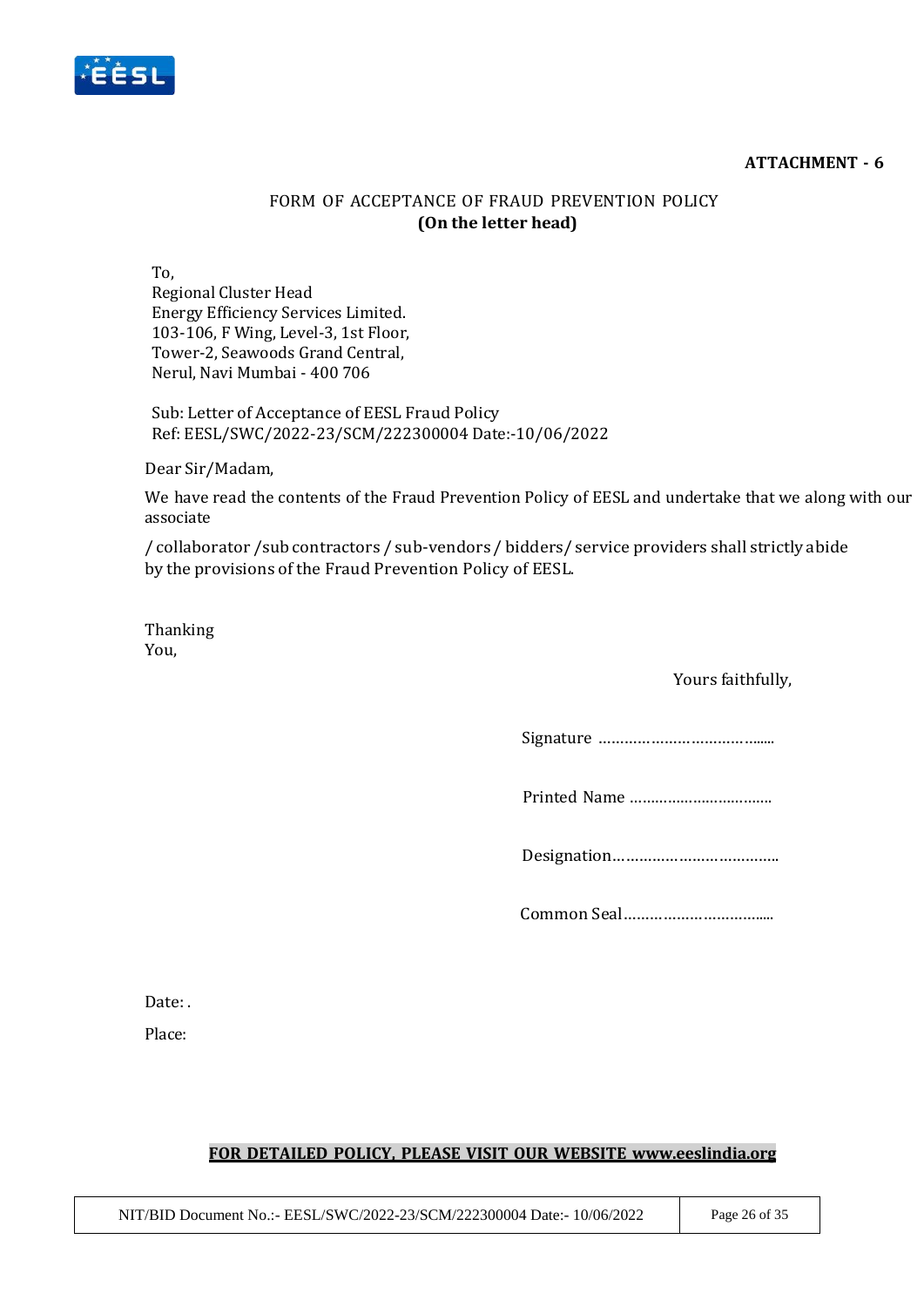**ATTACHMENT - 6**

FORM OF ACCEPTANCE OF FRAUD PREVENTION POLICY
**(On the letter head)**

To,
Regional Cluster Head
Energy Efficiency Services Limited.
103-106, F Wing, Level-3, 1st Floor,
Tower-2, Seawoods Grand Central,
Nerul, Navi Mumbai - 400 706

Sub: Letter of Acceptance of EESL Fraud Policy
Ref: EESL/SWC/2022-23/SCM/222300004 Date:-10/06/2022

Dear Sir/Madam,

We have read the contents of the Fraud Prevention Policy of EESL and undertake that we along with our associate

/ collaborator /sub contractors / sub-vendors / bidders/ service providers shall strictly abide by the provisions of the Fraud Prevention Policy of EESL.

Thanking
You,

Yours faithfully,

Signature ……………………………......

Printed Name ……………………………

Designation………………………………..

Common Seal……………………………...

Date: .

Place:

**FOR DETAILED POLICY, PLEASE VISIT OUR WEBSITE www.eeslindia.org**

NIT/BID Document No.:- EESL/SWC/2022-23/SCM/222300004 Date:- 10/06/2022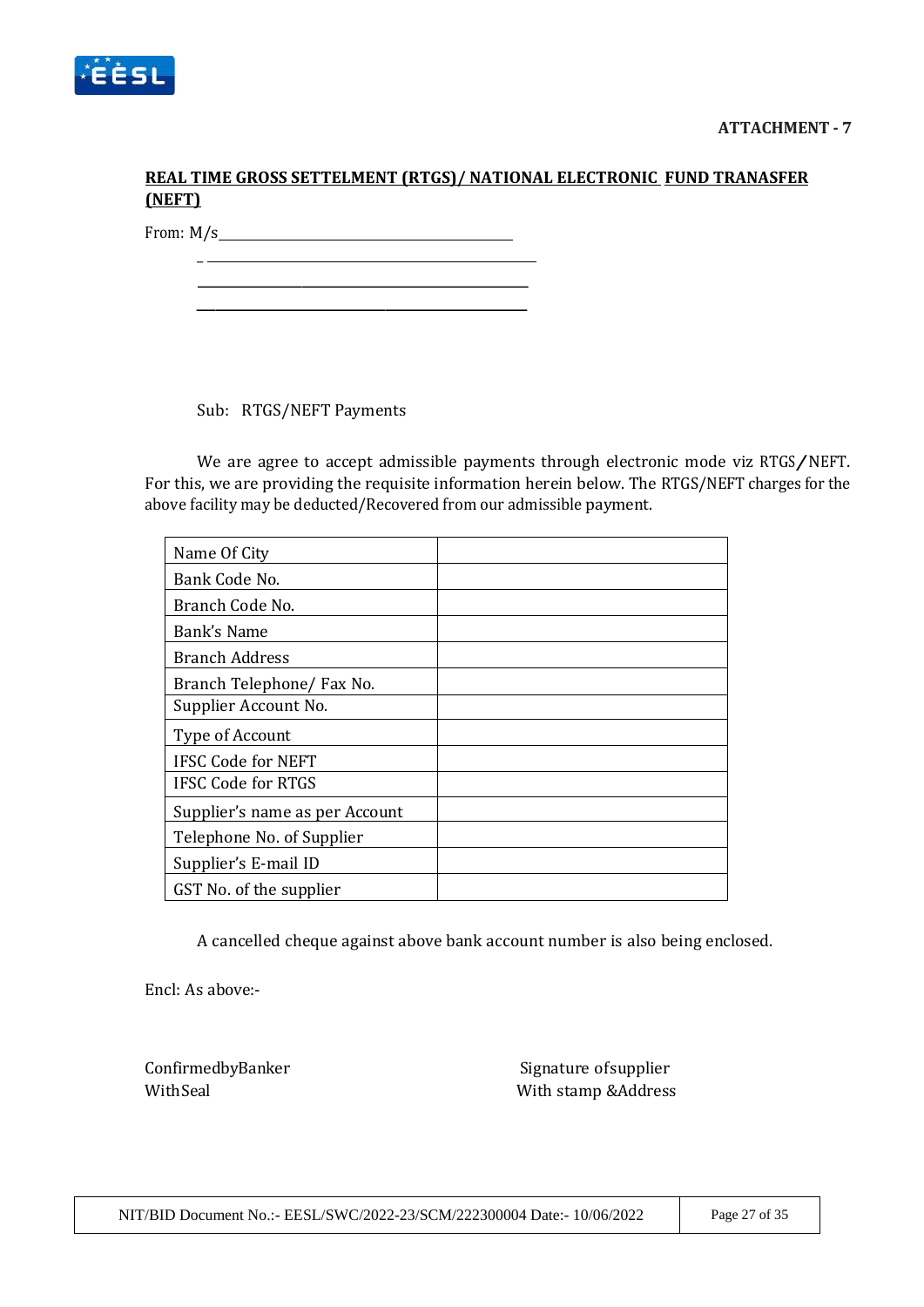**ATTACHMENT - 7**

**REAL TIME GROSS SETTELMENT (RTGS)/ NATIONAL ELECTRONIC FUND TRANASFER (NEFT)**

From: M/s________________________________________

_ ________________________________________________

_________________________________________________

_________________________________________________

Sub: RTGS/NEFT Payments

We are agree to accept admissible payments through electronic mode viz RTGS/NEFT. For this, we are providing the requisite information herein below. The RTGS/NEFT charges for the above facility may be deducted/Recovered from our admissible payment.

| | |
|---|---|
| Name Of City | |
| Bank Code No. | |
| Branch Code No. | |
| Bank's Name | |
| Branch Address | |
| Branch Telephone/ Fax No. | |
| Supplier Account No. | |
| Type of Account | |
| IFSC Code for NEFT | |
| IFSC Code for RTGS | |
| Supplier's name as per Account | |
| Telephone No. of Supplier | |
| Supplier's E-mail ID | |
| GST No. of the supplier | |

A cancelled cheque against above bank account number is also being enclosed.

Encl: As above:-

ConfirmedbyBanker
WithSeal

Signature ofsupplier
With stamp &Address

NIT/BID Document No.:- EESL/SWC/2022-23/SCM/222300004 Date:- 10/06/2022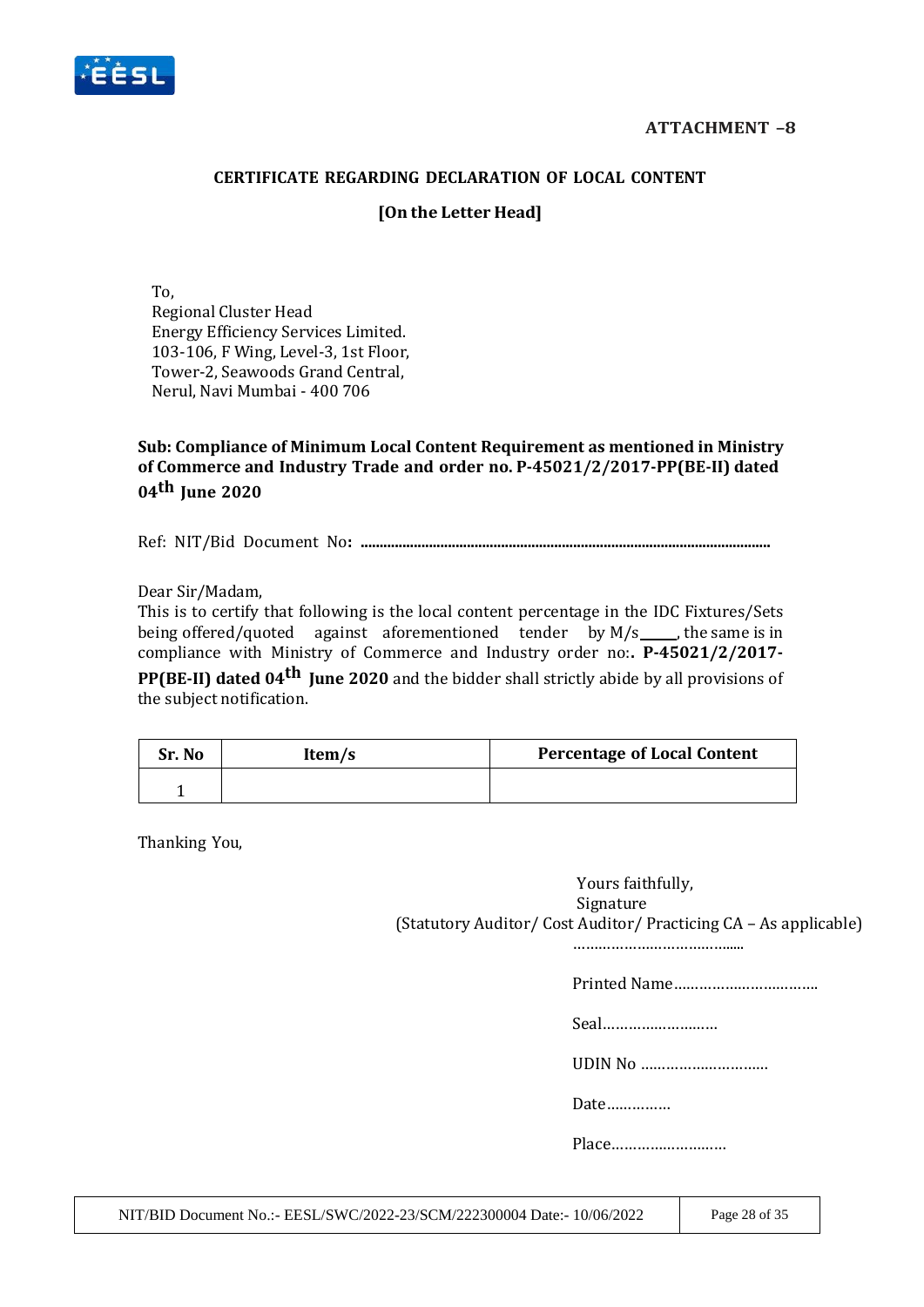**ATTACHMENT –8**

**CERTIFICATE REGARDING DECLARATION OF LOCAL CONTENT**

**[On the Letter Head]**

To,
Regional Cluster Head
Energy Efficiency Services Limited.
103-106, F Wing, Level-3, 1st Floor,
Tower-2, Seawoods Grand Central,
Nerul, Navi Mumbai - 400 706

**Sub: Compliance of Minimum Local Content Requirement as mentioned in Ministry of Commerce and Industry Trade and order no. P-45021/2/2017-PP(BE-II) dated 04th June 2020**

Ref: NIT/Bid Document No**: ..........................................................................................................**

Dear Sir/Madam,
This is to certify that following is the local content percentage in the IDC Fixtures/Sets being offered/quoted against aforementioned tender by M/s_____, the same is in compliance with Ministry of Commerce and Industry order no:**. P-45021/2/2017-PP(BE-II) dated 04th June 2020** and the bidder shall strictly abide by all provisions of the subject notification.

| Sr. No | Item/s | Percentage of Local Content |
|---|---|---|
| 1 | | |

Thanking You,

Yours faithfully,
Signature
(Statutory Auditor/ Cost Auditor/ Practicing CA – As applicable)
…………………………….......

Printed Name……………………………

Seal………………………

UDIN No …………………………

Date……………

Place………………………

NIT/BID Document No.:- EESL/SWC/2022-23/SCM/222300004 Date:- 10/06/2022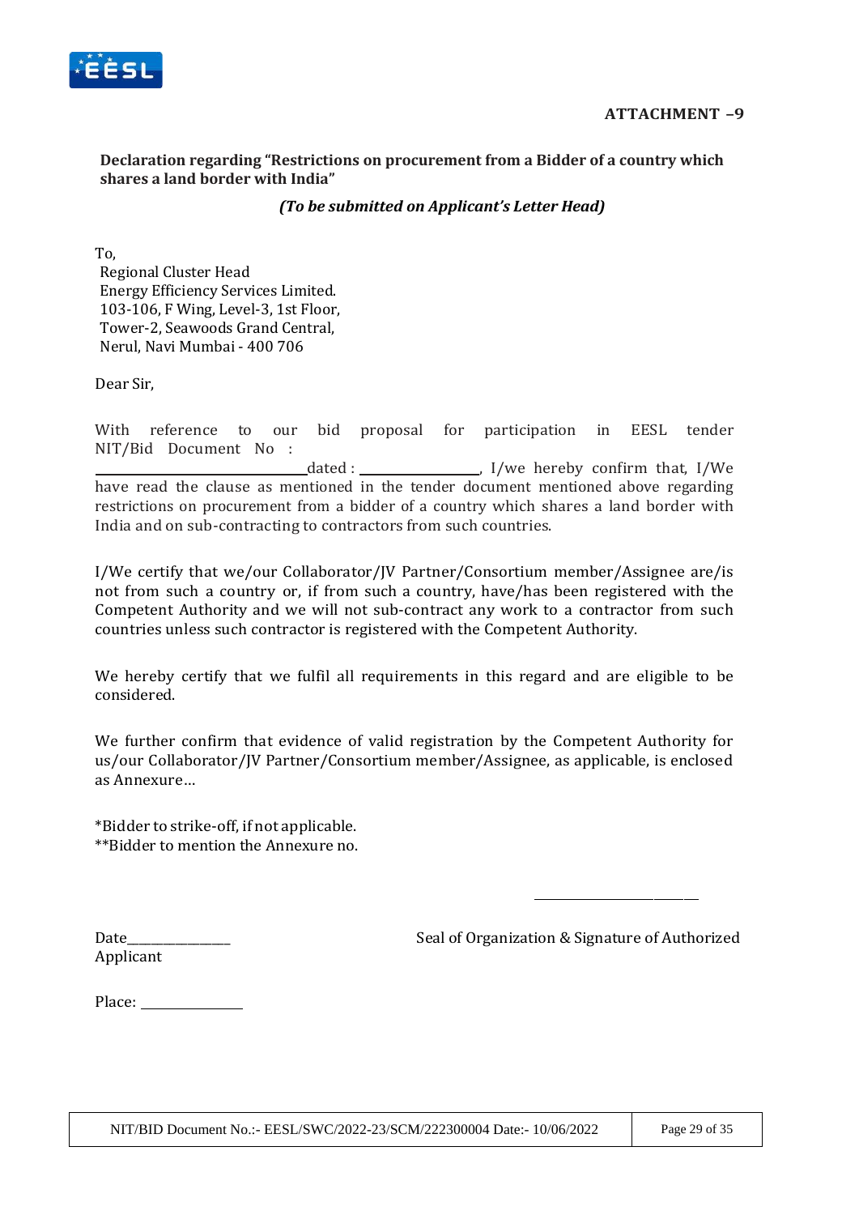**ATTACHMENT –9**

**Declaration regarding "Restrictions on procurement from a Bidder of a country which shares a land border with India"**

***(To be submitted on Applicant's Letter Head)***

To,
Regional Cluster Head
Energy Efficiency Services Limited.
103-106, F Wing, Level-3, 1st Floor,
Tower-2, Seawoods Grand Central,
Nerul, Navi Mumbai - 400 706

Dear Sir,

With reference to our bid proposal for participation in EESL tender NIT/Bid Document No : ______________________ dated : ____________, I/we hereby confirm that, I/We have read the clause as mentioned in the tender document mentioned above regarding restrictions on procurement from a bidder of a country which shares a land border with India and on sub-contracting to contractors from such countries.

I/We certify that we/our Collaborator/JV Partner/Consortium member/Assignee are/is not from such a country or, if from such a country, have/has been registered with the Competent Authority and we will not sub-contract any work to a contractor from such countries unless such contractor is registered with the Competent Authority.

We hereby certify that we fulfil all requirements in this regard and are eligible to be considered.

We further confirm that evidence of valid registration by the Competent Authority for us/our Collaborator/JV Partner/Consortium member/Assignee, as applicable, is enclosed as Annexure…

*Bidder to strike-off, if not applicable.
**Bidder to mention the Annexure no.

Date_______________ Seal of Organization & Signature of Authorized Applicant

Place: _____________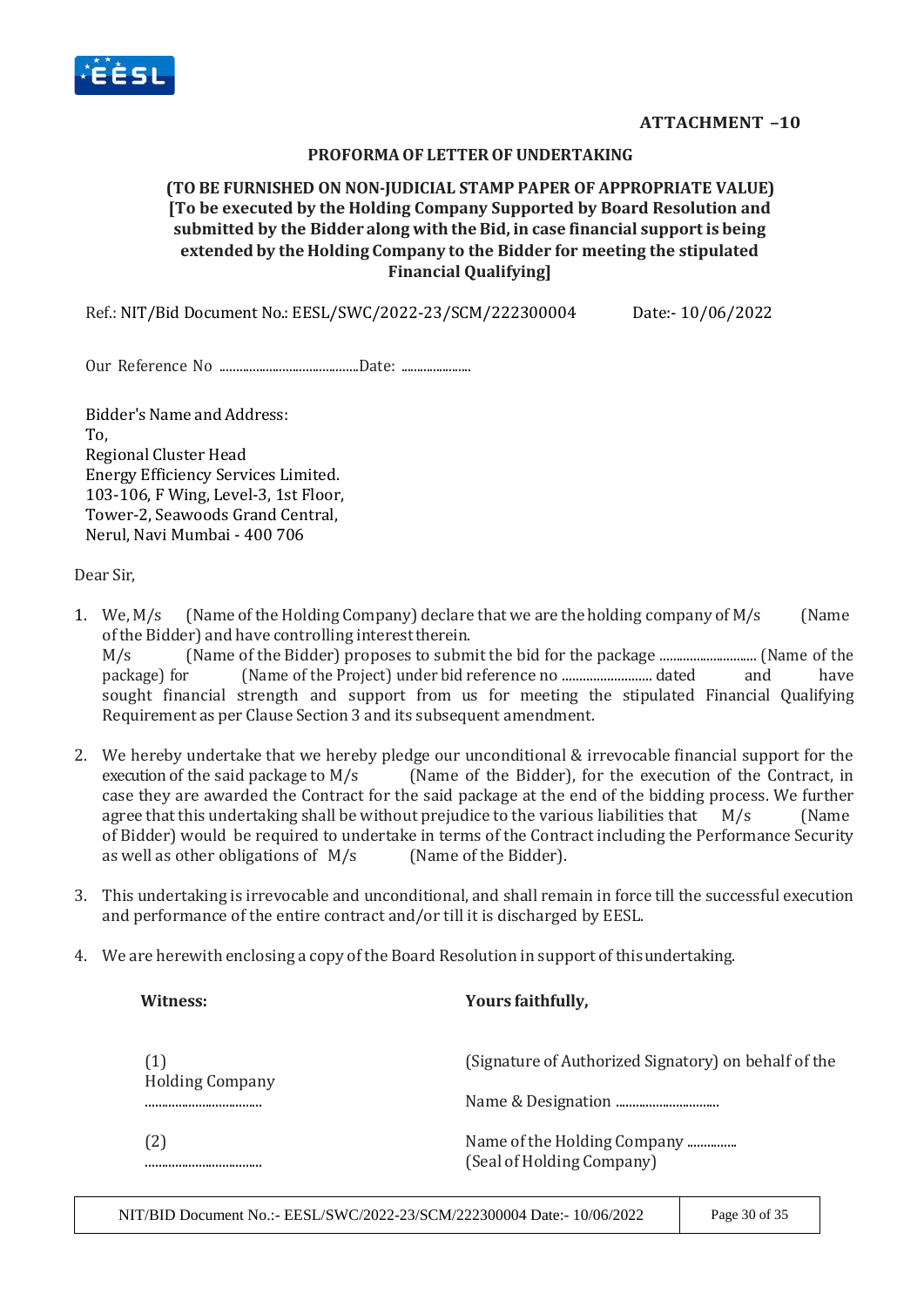**ATTACHMENT –10**

**PROFORMA OF LETTER OF UNDERTAKING**

**(TO BE FURNISHED ON NON-JUDICIAL STAMP PAPER OF APPROPRIATE VALUE)**
**[To be executed by the Holding Company Supported by Board Resolution and submitted by the Bidder along with the Bid, in case financial support is being extended by the Holding Company to the Bidder for meeting the stipulated Financial Qualifying]**

Ref.: NIT/Bid Document No.: EESL/SWC/2022-23/SCM/222300004 Date:- 10/06/2022

Our Reference No ..........................................Date: ......................

Bidder's Name and Address:
To,
Regional Cluster Head
Energy Efficiency Services Limited.
103-106, F Wing, Level-3, 1st Floor,
Tower-2, Seawoods Grand Central,
Nerul, Navi Mumbai - 400 706

Dear Sir,

1. We, M/s (Name of the Holding Company) declare that we are the holding company of M/s (Name of the Bidder) and have controlling interest therein.
   M/s (Name of the Bidder) proposes to submit the bid for the package ............................ (Name of the package) for (Name of the Project) under bid reference no .......................... dated and have sought financial strength and support from us for meeting the stipulated Financial Qualifying Requirement as per Clause Section 3 and its subsequent amendment.

2. We hereby undertake that we hereby pledge our unconditional & irrevocable financial support for the execution of the said package to M/s (Name of the Bidder), for the execution of the Contract, in case they are awarded the Contract for the said package at the end of the bidding process. We further agree that this undertaking shall be without prejudice to the various liabilities that M/s (Name of Bidder) would be required to undertake in terms of the Contract including the Performance Security as well as other obligations of M/s (Name of the Bidder).

3. This undertaking is irrevocable and unconditional, and shall remain in force till the successful execution and performance of the entire contract and/or till it is discharged by EESL.

4. We are herewith enclosing a copy of the Board Resolution in support of this undertaking.

**Witness:**

(1)
..................................

(2)
..................................

**Yours faithfully,**

(Signature of Authorized Signatory) on behalf of the Holding Company

Name & Designation ..............................

Name of the Holding Company ...............
(Seal of Holding Company)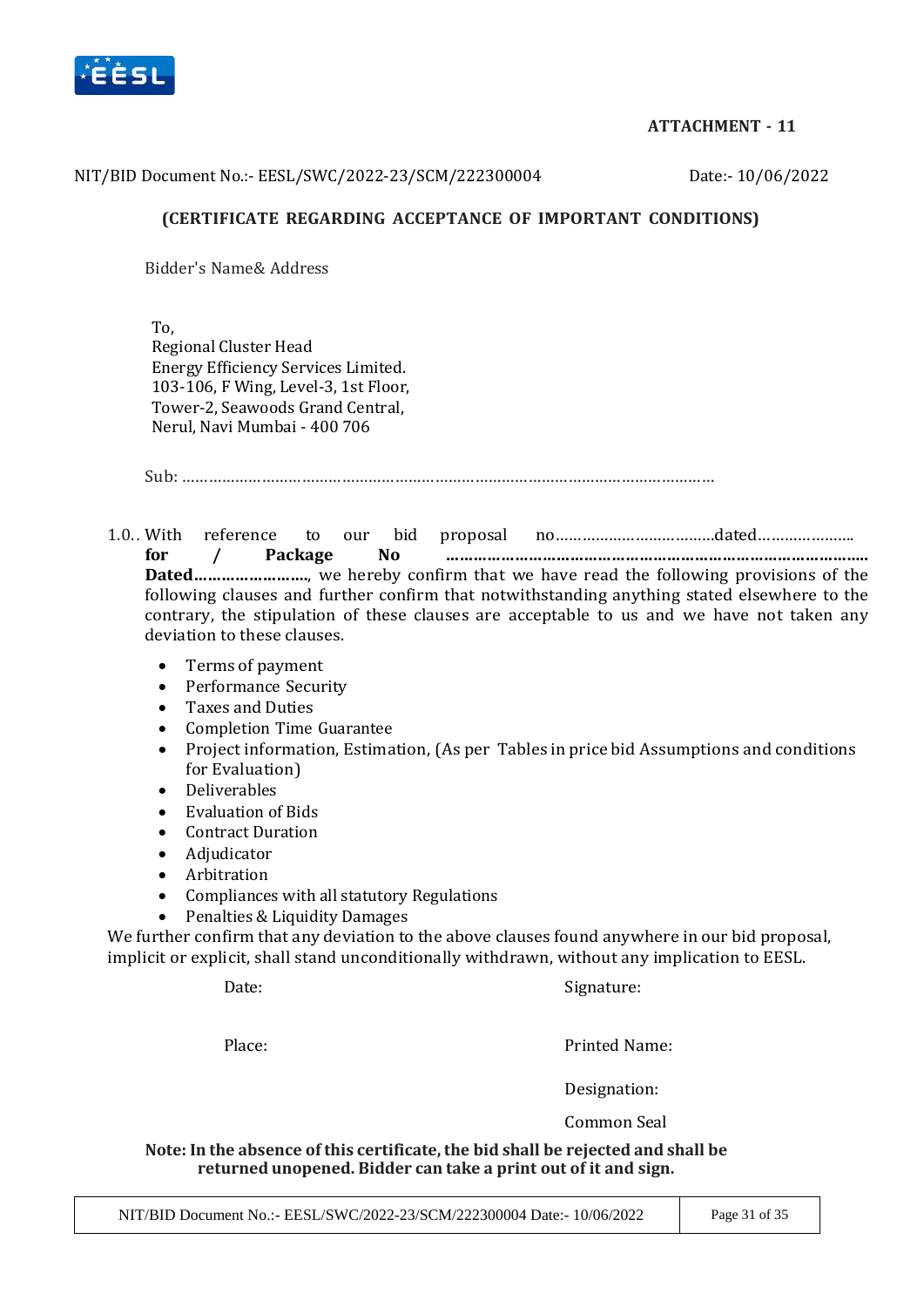**ATTACHMENT - 11**

NIT/BID Document No.:- EESL/SWC/2022-23/SCM/222300004 Date:- 10/06/2022

## (CERTIFICATE REGARDING ACCEPTANCE OF IMPORTANT CONDITIONS)

Bidder's Name& Address

To,
Regional Cluster Head
Energy Efficiency Services Limited.
103-106, F Wing, Level-3, 1st Floor,
Tower-2, Seawoods Grand Central,
Nerul, Navi Mumbai - 400 706

Sub: ……………………………………………………………………………………………………

1.0.. With reference to our bid proposal no……………………………..dated………………….. **for / Package No ……………………………………………………………………………… Dated……………………**, we hereby confirm that we have read the following provisions of the following clauses and further confirm that notwithstanding anything stated elsewhere to the contrary, the stipulation of these clauses are acceptable to us and we have not taken any deviation to these clauses.

- Terms of payment
- Performance Security
- Taxes and Duties
- Completion Time Guarantee
- Project information, Estimation, (As per Tables in price bid Assumptions and conditions for Evaluation)
- Deliverables
- Evaluation of Bids
- Contract Duration
- Adjudicator
- Arbitration
- Compliances with all statutory Regulations
- Penalties & Liquidity Damages

We further confirm that any deviation to the above clauses found anywhere in our bid proposal, implicit or explicit, shall stand unconditionally withdrawn, without any implication to EESL.

Date: Signature:

Place: Printed Name:

Designation:

Common Seal

**Note: In the absence of this certificate, the bid shall be rejected and shall be returned unopened. Bidder can take a print out of it and sign.**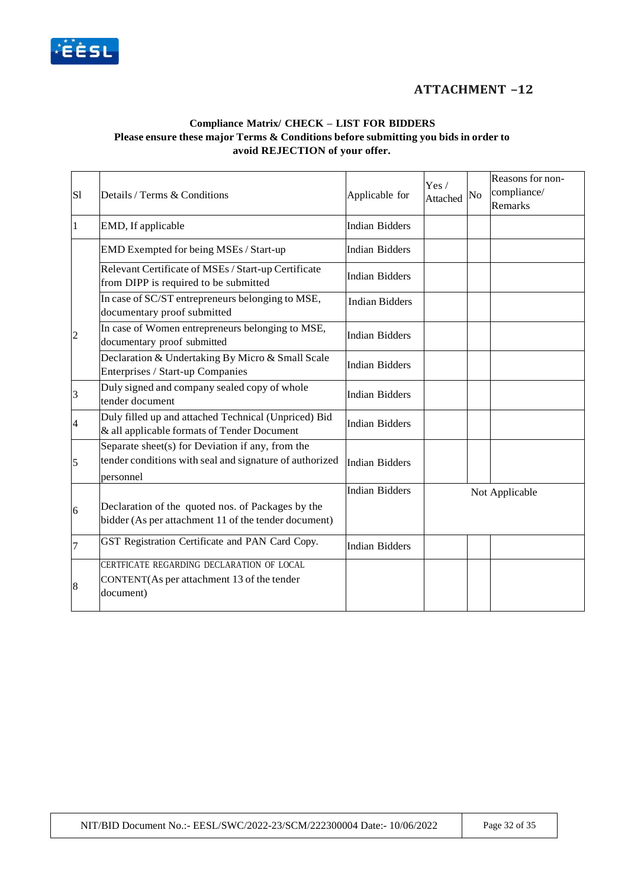## ATTACHMENT –12

**Compliance Matrix/ CHECK – LIST FOR BIDDERS**
**Please ensure these major Terms & Conditions before submitting you bids in order to avoid REJECTION of your offer.**

| Sl | Details / Terms & Conditions | Applicable for | Yes / Attached | No | Reasons for non-compliance/ Remarks |
|---|---|---|---|---|---|
| 1 | EMD, If applicable | Indian Bidders | | | |
| 2 | EMD Exempted for being MSEs / Start-up | Indian Bidders | | | |
| | Relevant Certificate of MSEs / Start-up Certificate from DIPP is required to be submitted | Indian Bidders | | | |
| | In case of SC/ST entrepreneurs belonging to MSE, documentary proof submitted | Indian Bidders | | | |
| | In case of Women entrepreneurs belonging to MSE, documentary proof submitted | Indian Bidders | | | |
| | Declaration & Undertaking By Micro & Small Scale Enterprises / Start-up Companies | Indian Bidders | | | |
| 3 | Duly signed and company sealed copy of whole tender document | Indian Bidders | | | |
| 4 | Duly filled up and attached Technical (Unpriced) Bid & all applicable formats of Tender Document | Indian Bidders | | | |
| 5 | Separate sheet(s) for Deviation if any, from the tender conditions with seal and signature of authorized personnel | Indian Bidders | | | |
| 6 | Declaration of the quoted nos. of Packages by the bidder (As per attachment 11 of the tender document) | Indian Bidders | Not Applicable | | |
| 7 | GST Registration Certificate and PAN Card Copy. | Indian Bidders | | | |
| 8 | CERTFICATE REGARDING DECLARATION OF LOCAL CONTENT(As per attachment 13 of the tender document) | | | | |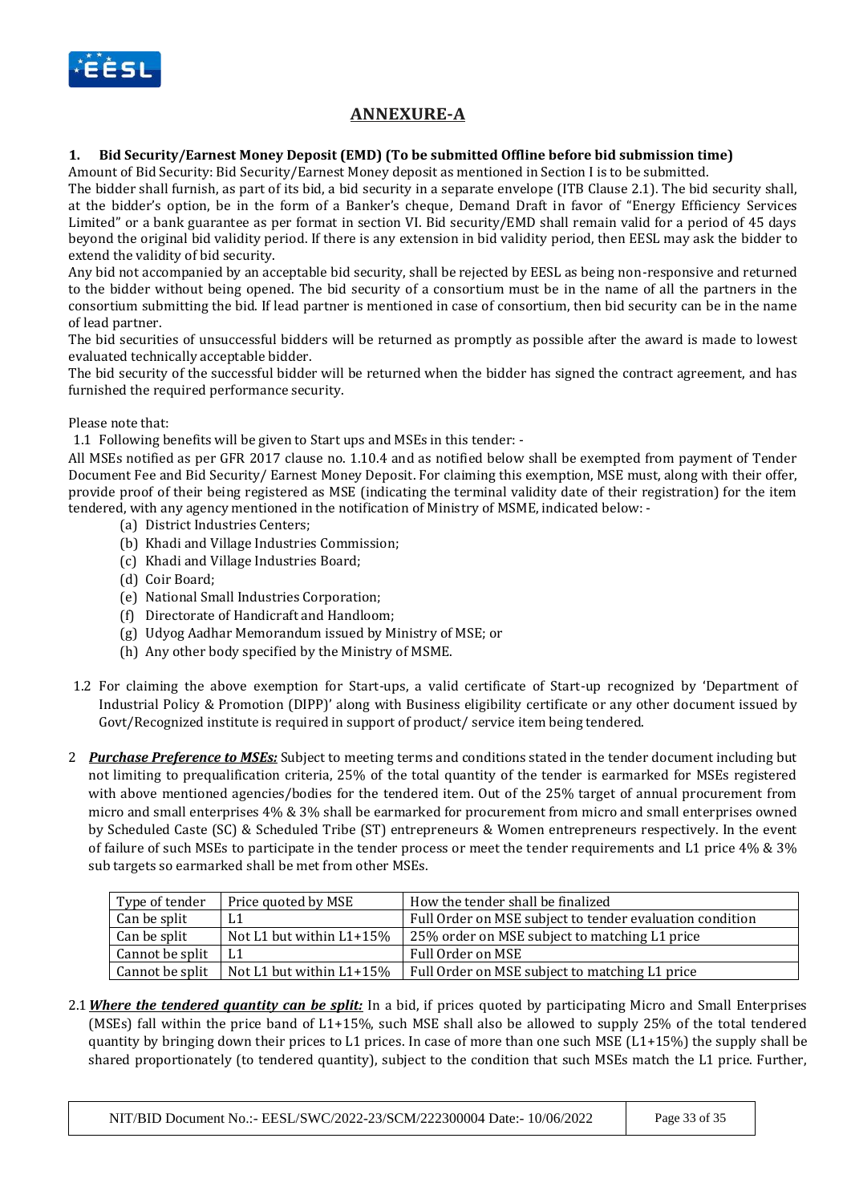## ANNEXURE-A

**1. Bid Security/Earnest Money Deposit (EMD) (To be submitted Offline before bid submission time)**

Amount of Bid Security: Bid Security/Earnest Money deposit as mentioned in Section I is to be submitted.

The bidder shall furnish, as part of its bid, a bid security in a separate envelope (ITB Clause 2.1). The bid security shall, at the bidder's option, be in the form of a Banker's cheque, Demand Draft in favor of "Energy Efficiency Services Limited" or a bank guarantee as per format in section VI. Bid security/EMD shall remain valid for a period of 45 days beyond the original bid validity period. If there is any extension in bid validity period, then EESL may ask the bidder to extend the validity of bid security.

Any bid not accompanied by an acceptable bid security, shall be rejected by EESL as being non-responsive and returned to the bidder without being opened. The bid security of a consortium must be in the name of all the partners in the consortium submitting the bid. If lead partner is mentioned in case of consortium, then bid security can be in the name of lead partner.

The bid securities of unsuccessful bidders will be returned as promptly as possible after the award is made to lowest evaluated technically acceptable bidder.

The bid security of the successful bidder will be returned when the bidder has signed the contract agreement, and has furnished the required performance security.

Please note that:

1.1 Following benefits will be given to Start ups and MSEs in this tender: -

All MSEs notified as per GFR 2017 clause no. 1.10.4 and as notified below shall be exempted from payment of Tender Document Fee and Bid Security/ Earnest Money Deposit. For claiming this exemption, MSE must, along with their offer, provide proof of their being registered as MSE (indicating the terminal validity date of their registration) for the item tendered, with any agency mentioned in the notification of Ministry of MSME, indicated below: -

(a) District Industries Centers;
(b) Khadi and Village Industries Commission;
(c) Khadi and Village Industries Board;
(d) Coir Board;
(e) National Small Industries Corporation;
(f) Directorate of Handicraft and Handloom;
(g) Udyog Aadhar Memorandum issued by Ministry of MSE; or
(h) Any other body specified by the Ministry of MSME.

1.2 For claiming the above exemption for Start-ups, a valid certificate of Start-up recognized by 'Department of Industrial Policy & Promotion (DIPP)' along with Business eligibility certificate or any other document issued by Govt/Recognized institute is required in support of product/ service item being tendered.

2 ***Purchase Preference to MSEs:*** Subject to meeting terms and conditions stated in the tender document including but not limiting to prequalification criteria, 25% of the total quantity of the tender is earmarked for MSEs registered with above mentioned agencies/bodies for the tendered item. Out of the 25% target of annual procurement from micro and small enterprises 4% & 3% shall be earmarked for procurement from micro and small enterprises owned by Scheduled Caste (SC) & Scheduled Tribe (ST) entrepreneurs & Women entrepreneurs respectively. In the event of failure of such MSEs to participate in the tender process or meet the tender requirements and L1 price 4% & 3% sub targets so earmarked shall be met from other MSEs.

| Type of tender | Price quoted by MSE | How the tender shall be finalized |
|---|---|---|
| Can be split | L1 | Full Order on MSE subject to tender evaluation condition |
| Can be split | Not L1 but within L1+15% | 25% order on MSE subject to matching L1 price |
| Cannot be split | L1 | Full Order on MSE |
| Cannot be split | Not L1 but within L1+15% | Full Order on MSE subject to matching L1 price |

2.1 ***Where the tendered quantity can be split:*** In a bid, if prices quoted by participating Micro and Small Enterprises (MSEs) fall within the price band of L1+15%, such MSE shall also be allowed to supply 25% of the total tendered quantity by bringing down their prices to L1 prices. In case of more than one such MSE (L1+15%) the supply shall be shared proportionately (to tendered quantity), subject to the condition that such MSEs match the L1 price. Further,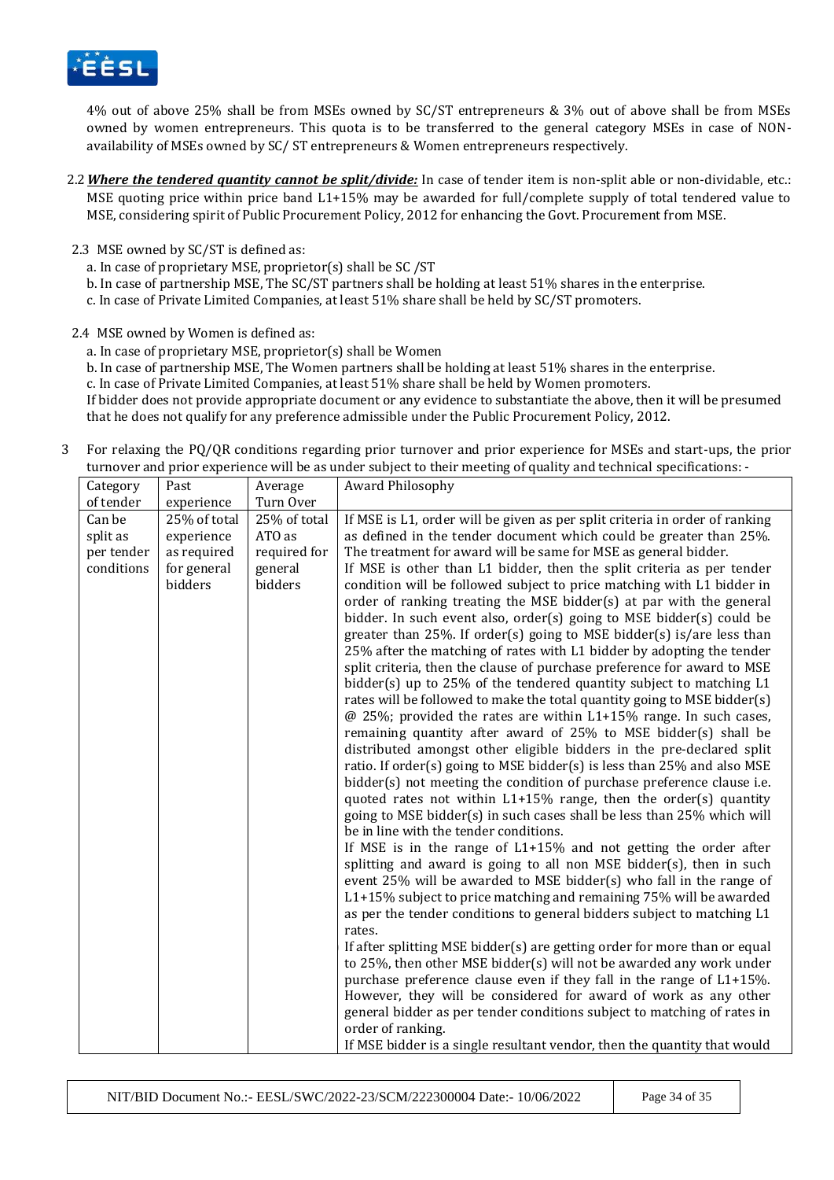4% out of above 25% shall be from MSEs owned by SC/ST entrepreneurs & 3% out of above shall be from MSEs owned by women entrepreneurs. This quota is to be transferred to the general category MSEs in case of NON-availability of MSEs owned by SC/ ST entrepreneurs & Women entrepreneurs respectively.

2.2 ***Where the tendered quantity cannot be split/divide:*** In case of tender item is non-split able or non-dividable, etc.: MSE quoting price within price band L1+15% may be awarded for full/complete supply of total tendered value to MSE, considering spirit of Public Procurement Policy, 2012 for enhancing the Govt. Procurement from MSE.

2.3 MSE owned by SC/ST is defined as:

a. In case of proprietary MSE, proprietor(s) shall be SC /ST

b. In case of partnership MSE, The SC/ST partners shall be holding at least 51% shares in the enterprise.

c. In case of Private Limited Companies, at least 51% share shall be held by SC/ST promoters.

2.4 MSE owned by Women is defined as:

a. In case of proprietary MSE, proprietor(s) shall be Women

b. In case of partnership MSE, The Women partners shall be holding at least 51% shares in the enterprise.

c. In case of Private Limited Companies, at least 51% share shall be held by Women promoters.

If bidder does not provide appropriate document or any evidence to substantiate the above, then it will be presumed that he does not qualify for any preference admissible under the Public Procurement Policy, 2012.

3 For relaxing the PQ/QR conditions regarding prior turnover and prior experience for MSEs and start-ups, the prior turnover and prior experience will be as under subject to their meeting of quality and technical specifications: -

| Category of tender | Past experience | Average Turn Over | Award Philosophy |
|---|---|---|---|
| Can be split as per tender conditions | 25% of total experience as required for general bidders | 25% of total ATO as required for general bidders | If MSE is L1, order will be given as per split criteria in order of ranking as defined in the tender document which could be greater than 25%. The treatment for award will be same for MSE as general bidder.<br>If MSE is other than L1 bidder, then the split criteria as per tender condition will be followed subject to price matching with L1 bidder in order of ranking treating the MSE bidder(s) at par with the general bidder. In such event also, order(s) going to MSE bidder(s) could be greater than 25%. If order(s) going to MSE bidder(s) is/are less than 25% after the matching of rates with L1 bidder by adopting the tender split criteria, then the clause of purchase preference for award to MSE bidder(s) up to 25% of the tendered quantity subject to matching L1 rates will be followed to make the total quantity going to MSE bidder(s) @ 25%; provided the rates are within L1+15% range. In such cases, remaining quantity after award of 25% to MSE bidder(s) shall be distributed amongst other eligible bidders in the pre-declared split ratio. If order(s) going to MSE bidder(s) is less than 25% and also MSE bidder(s) not meeting the condition of purchase preference clause i.e. quoted rates not within L1+15% range, then the order(s) quantity going to MSE bidder(s) in such cases shall be less than 25% which will be in line with the tender conditions.<br>If MSE is in the range of L1+15% and not getting the order after splitting and award is going to all non MSE bidder(s), then in such event 25% will be awarded to MSE bidder(s) who fall in the range of L1+15% subject to price matching and remaining 75% will be awarded as per the tender conditions to general bidders subject to matching L1 rates.<br>If after splitting MSE bidder(s) are getting order for more than or equal to 25%, then other MSE bidder(s) will not be awarded any work under purchase preference clause even if they fall in the range of L1+15%. However, they will be considered for award of work as any other general bidder as per tender conditions subject to matching of rates in order of ranking.<br>If MSE bidder is a single resultant vendor, then the quantity that would |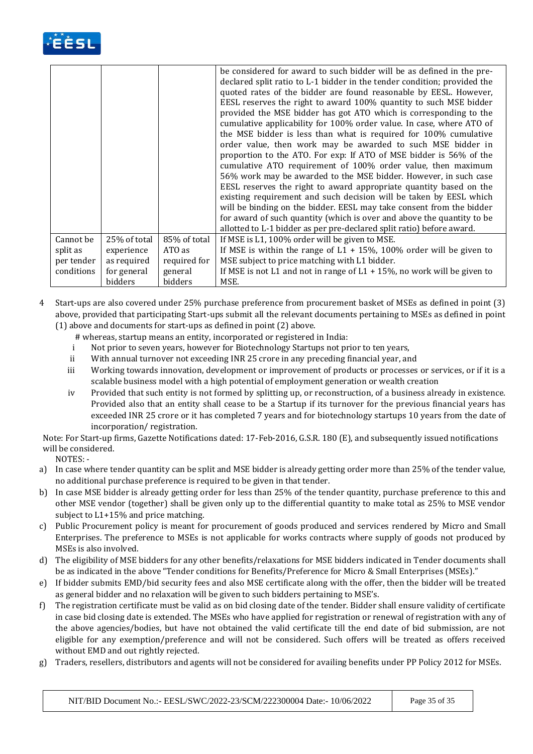| | | | |
|---|---|---|---|
| | | | be considered for award to such bidder will be as defined in the pre-declared split ratio to L-1 bidder in the tender condition; provided the quoted rates of the bidder are found reasonable by EESL. However, EESL reserves the right to award 100% quantity to such MSE bidder provided the MSE bidder has got ATO which is corresponding to the cumulative applicability for 100% order value. In case, where ATO of the MSE bidder is less than what is required for 100% cumulative order value, then work may be awarded to such MSE bidder in proportion to the ATO. For exp: If ATO of MSE bidder is 56% of the cumulative ATO requirement of 100% order value, then maximum 56% work may be awarded to the MSE bidder. However, in such case EESL reserves the right to award appropriate quantity based on the existing requirement and such decision will be taken by EESL which will be binding on the bidder. EESL may take consent from the bidder for award of such quantity (which is over and above the quantity to be allotted to L-1 bidder as per pre-declared split ratio) before award. |
| Cannot be split as per tender conditions | 25% of total experience as required for general bidders | 85% of total ATO as required for general bidders | If MSE is L1, 100% order will be given to MSE.<br>If MSE is within the range of L1 + 15%, 100% order will be given to MSE subject to price matching with L1 bidder.<br>If MSE is not L1 and not in range of L1 + 15%, no work will be given to MSE. |

4 Start-ups are also covered under 25% purchase preference from procurement basket of MSEs as defined in point (3) above, provided that participating Start-ups submit all the relevant documents pertaining to MSEs as defined in point (1) above and documents for start-ups as defined in point (2) above.

# whereas, startup means an entity, incorporated or registered in India:

i Not prior to seven years, however for Biotechnology Startups not prior to ten years,

ii With annual turnover not exceeding INR 25 crore in any preceding financial year, and

iii Working towards innovation, development or improvement of products or processes or services, or if it is a scalable business model with a high potential of employment generation or wealth creation

iv Provided that such entity is not formed by splitting up, or reconstruction, of a business already in existence. Provided also that an entity shall cease to be a Startup if its turnover for the previous financial years has exceeded INR 25 crore or it has completed 7 years and for biotechnology startups 10 years from the date of incorporation/ registration.

Note: For Start-up firms, Gazette Notifications dated: 17-Feb-2016, G.S.R. 180 (E), and subsequently issued notifications will be considered.

NOTES: -

a) In case where tender quantity can be split and MSE bidder is already getting order more than 25% of the tender value, no additional purchase preference is required to be given in that tender.

b) In case MSE bidder is already getting order for less than 25% of the tender quantity, purchase preference to this and other MSE vendor (together) shall be given only up to the differential quantity to make total as 25% to MSE vendor subject to L1+15% and price matching.

c) Public Procurement policy is meant for procurement of goods produced and services rendered by Micro and Small Enterprises. The preference to MSEs is not applicable for works contracts where supply of goods not produced by MSEs is also involved.

d) The eligibility of MSE bidders for any other benefits/relaxations for MSE bidders indicated in Tender documents shall be as indicated in the above "Tender conditions for Benefits/Preference for Micro & Small Enterprises (MSEs)."

e) If bidder submits EMD/bid security fees and also MSE certificate along with the offer, then the bidder will be treated as general bidder and no relaxation will be given to such bidders pertaining to MSE's.

f) The registration certificate must be valid as on bid closing date of the tender. Bidder shall ensure validity of certificate in case bid closing date is extended. The MSEs who have applied for registration or renewal of registration with any of the above agencies/bodies, but have not obtained the valid certificate till the end date of bid submission, are not eligible for any exemption/preference and will not be considered. Such offers will be treated as offers received without EMD and out rightly rejected.

g) Traders, resellers, distributors and agents will not be considered for availing benefits under PP Policy 2012 for MSEs.

NIT/BID Document No.:- EESL/SWC/2022-23/SCM/222300004 Date:- 10/06/2022